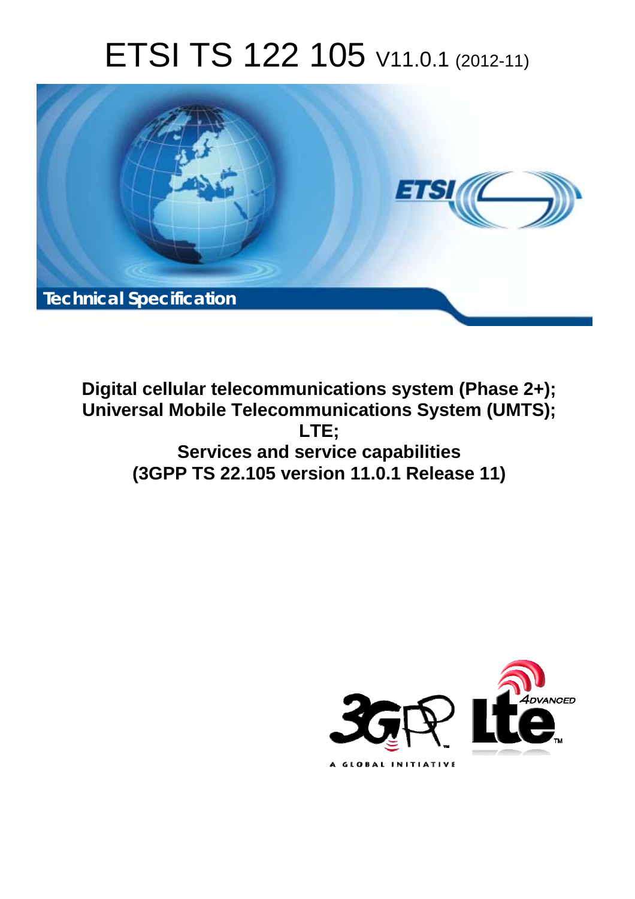# ETSI TS 122 105 V11.0.1 (2012-11)

**Technical Specification**

**Digital cellular telecommunications system (Phase 2+);**
**Universal Mobile Telecommunications System (UMTS);**
**LTE;**
**Services and service capabilities**
**(3GPP TS 22.105 version 11.0.1 Release 11)**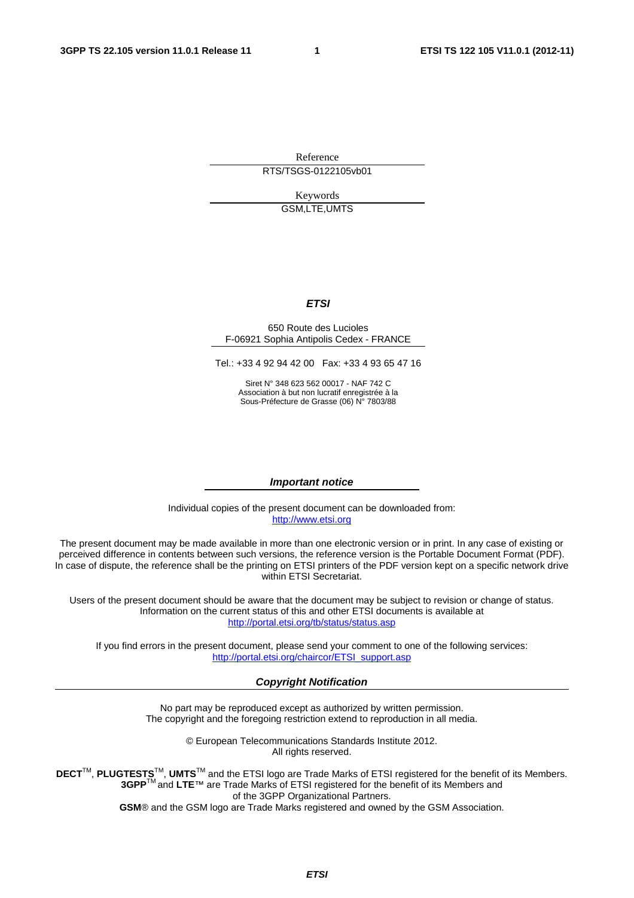Reference

RTS/TSGS-0122105vb01

Keywords

GSM,LTE,UMTS

***ETSI***

650 Route des Lucioles
F-06921 Sophia Antipolis Cedex - FRANCE

Tel.: +33 4 92 94 42 00 Fax: +33 4 93 65 47 16

Siret N° 348 623 562 00017 - NAF 742 C
Association à but non lucratif enregistrée à la
Sous-Préfecture de Grasse (06) N° 7803/88

***Important notice***

Individual copies of the present document can be downloaded from:
http://www.etsi.org

The present document may be made available in more than one electronic version or in print. In any case of existing or perceived difference in contents between such versions, the reference version is the Portable Document Format (PDF). In case of dispute, the reference shall be the printing on ETSI printers of the PDF version kept on a specific network drive within ETSI Secretariat.

Users of the present document should be aware that the document may be subject to revision or change of status. Information on the current status of this and other ETSI documents is available at
http://portal.etsi.org/tb/status/status.asp

If you find errors in the present document, please send your comment to one of the following services:
http://portal.etsi.org/chaircor/ETSI_support.asp

***Copyright Notification***

No part may be reproduced except as authorized by written permission.
The copyright and the foregoing restriction extend to reproduction in all media.

© European Telecommunications Standards Institute 2012.
All rights reserved.

**DECT**™, **PLUGTESTS**™, **UMTS**™ and the ETSI logo are Trade Marks of ETSI registered for the benefit of its Members.
**3GPP**™ and **LTE**™ are Trade Marks of ETSI registered for the benefit of its Members and of the 3GPP Organizational Partners.
**GSM**® and the GSM logo are Trade Marks registered and owned by the GSM Association.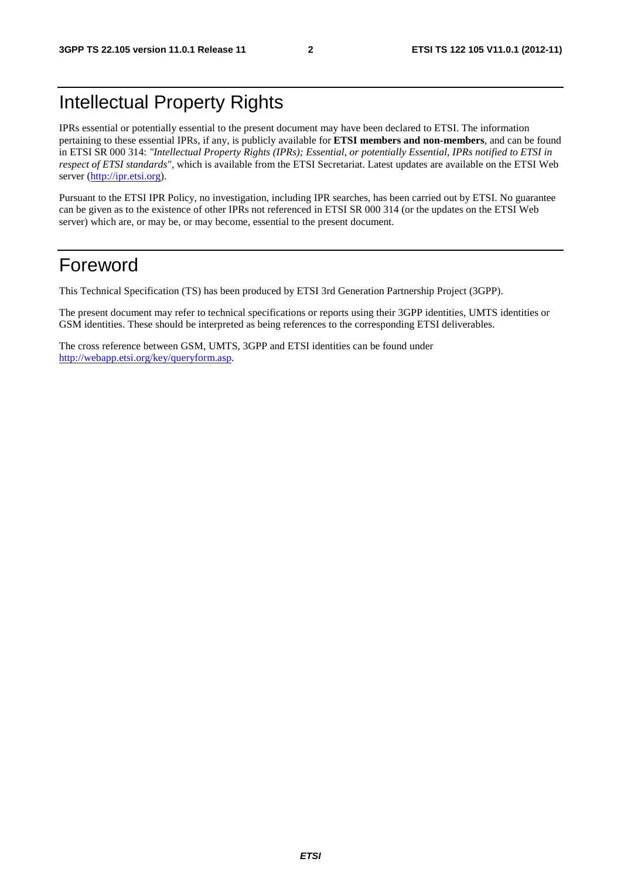# Intellectual Property Rights

IPRs essential or potentially essential to the present document may have been declared to ETSI. The information pertaining to these essential IPRs, if any, is publicly available for **ETSI members and non-members**, and can be found in ETSI SR 000 314: *"Intellectual Property Rights (IPRs); Essential, or potentially Essential, IPRs notified to ETSI in respect of ETSI standards"*, which is available from the ETSI Secretariat. Latest updates are available on the ETSI Web server (http://ipr.etsi.org).

Pursuant to the ETSI IPR Policy, no investigation, including IPR searches, has been carried out by ETSI. No guarantee can be given as to the existence of other IPRs not referenced in ETSI SR 000 314 (or the updates on the ETSI Web server) which are, or may be, or may become, essential to the present document.

# Foreword

This Technical Specification (TS) has been produced by ETSI 3rd Generation Partnership Project (3GPP).

The present document may refer to technical specifications or reports using their 3GPP identities, UMTS identities or GSM identities. These should be interpreted as being references to the corresponding ETSI deliverables.

The cross reference between GSM, UMTS, 3GPP and ETSI identities can be found under http://webapp.etsi.org/key/queryform.asp.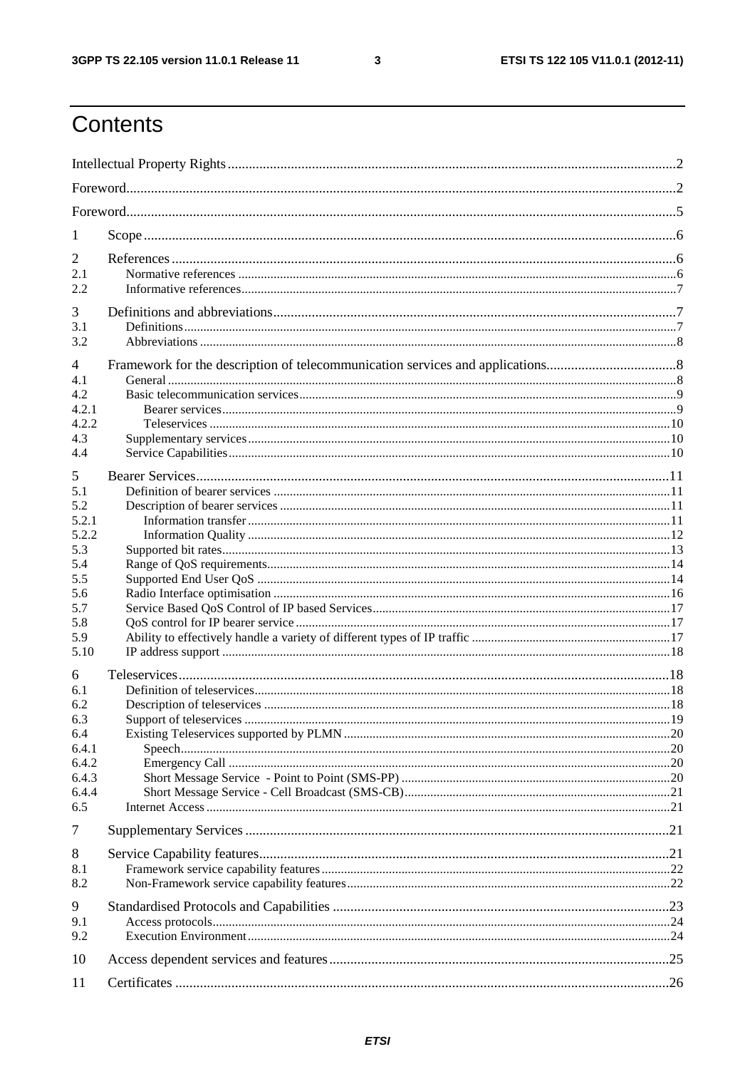# Contents

Intellectual Property Rights ..... 2

Foreword ..... 2

Foreword ..... 5

1 Scope ..... 6

2 References ..... 6

2.1 Normative references ..... 6

2.2 Informative references ..... 7

3 Definitions and abbreviations ..... 7

3.1 Definitions ..... 7

3.2 Abbreviations ..... 8

4 Framework for the description of telecommunication services and applications ..... 8

4.1 General ..... 8

4.2 Basic telecommunication services ..... 9

4.2.1 Bearer services ..... 9

4.2.2 Teleservices ..... 10

4.3 Supplementary services ..... 10

4.4 Service Capabilities ..... 10

5 Bearer Services ..... 11

5.1 Definition of bearer services ..... 11

5.2 Description of bearer services ..... 11

5.2.1 Information transfer ..... 11

5.2.2 Information Quality ..... 12

5.3 Supported bit rates ..... 13

5.4 Range of QoS requirements ..... 14

5.5 Supported End User QoS ..... 14

5.6 Radio Interface optimisation ..... 16

5.7 Service Based QoS Control of IP based Services ..... 17

5.8 QoS control for IP bearer service ..... 17

5.9 Ability to effectively handle a variety of different types of IP traffic ..... 17

5.10 IP address support ..... 18

6 Teleservices ..... 18

6.1 Definition of teleservices ..... 18

6.2 Description of teleservices ..... 18

6.3 Support of teleservices ..... 19

6.4 Existing Teleservices supported by PLMN ..... 20

6.4.1 Speech ..... 20

6.4.2 Emergency Call ..... 20

6.4.3 Short Message Service - Point to Point (SMS-PP) ..... 20

6.4.4 Short Message Service - Cell Broadcast (SMS-CB) ..... 21

6.5 Internet Access ..... 21

7 Supplementary Services ..... 21

8 Service Capability features ..... 21

8.1 Framework service capability features ..... 22

8.2 Non-Framework service capability features ..... 22

9 Standardised Protocols and Capabilities ..... 23

9.1 Access protocols ..... 24

9.2 Execution Environment ..... 24

10 Access dependent services and features ..... 25

11 Certificates ..... 26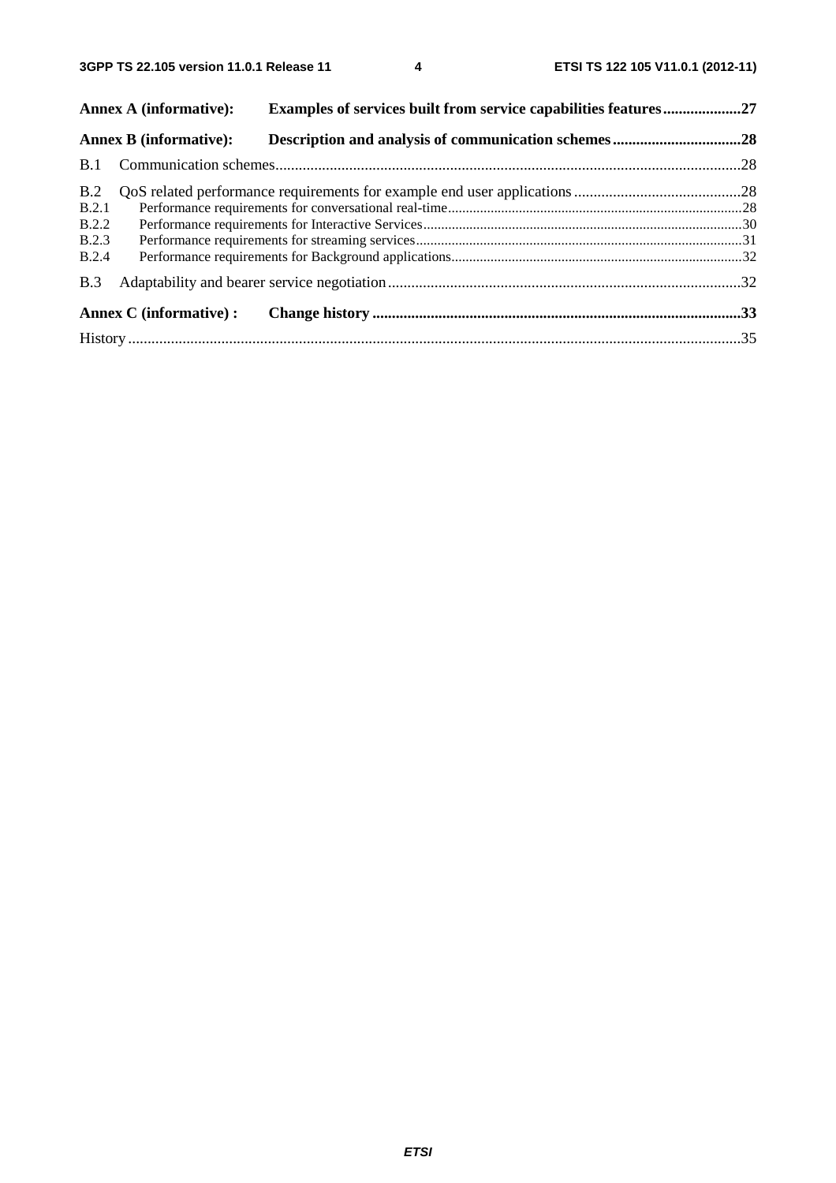**Annex A (informative): Examples of services built from service capabilities features** .................... 27

**Annex B (informative): Description and analysis of communication schemes** ................................. 28

B.1 Communication schemes ........................................................................................................................ 28

B.2 QoS related performance requirements for example end user applications ........................................... 28

B.2.1 Performance requirements for conversational real-time .................................................................................. 28

B.2.2 Performance requirements for Interactive Services ......................................................................................... 30

B.2.3 Performance requirements for streaming services ........................................................................................... 31

B.2.4 Performance requirements for Background applications ................................................................................. 32

B.3 Adaptability and bearer service negotiation ........................................................................................... 32

**Annex C (informative) : Change history** ............................................................................................ 33

History ............................................................................................................................................................ 35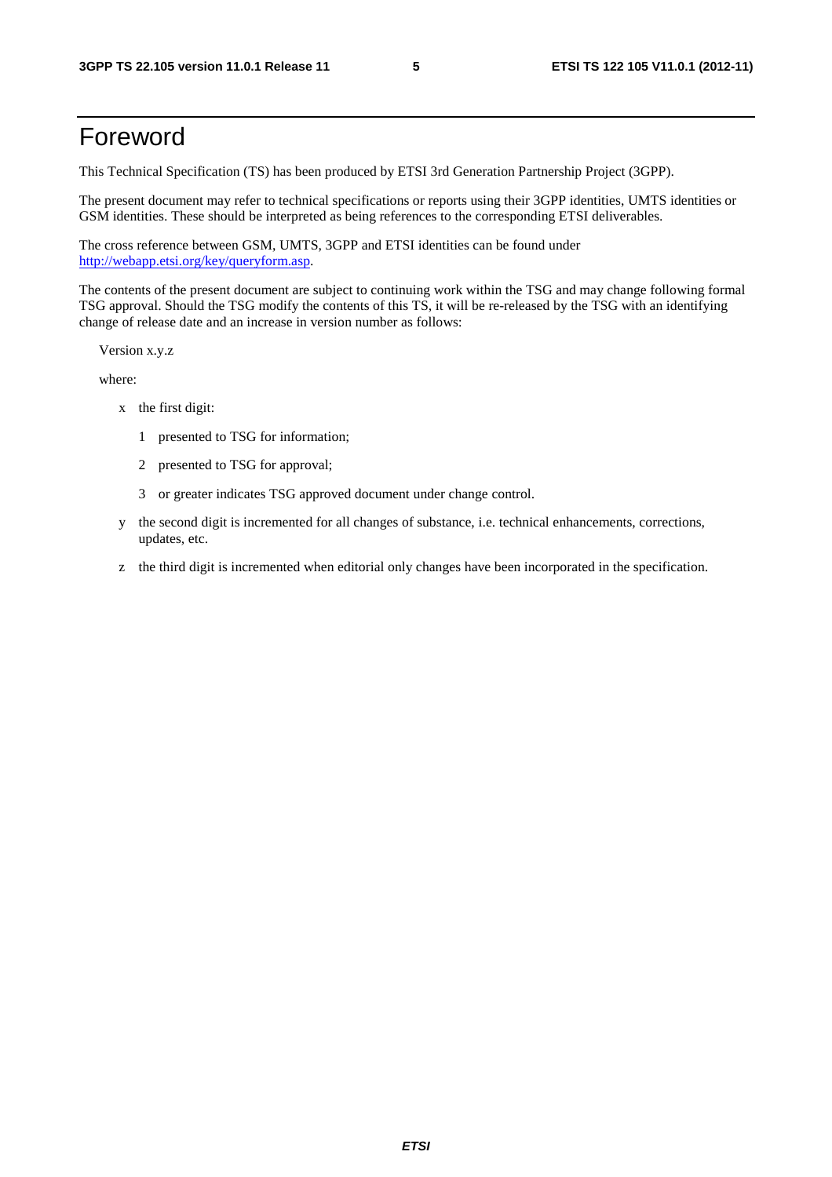# Foreword

This Technical Specification (TS) has been produced by ETSI 3rd Generation Partnership Project (3GPP).

The present document may refer to technical specifications or reports using their 3GPP identities, UMTS identities or GSM identities. These should be interpreted as being references to the corresponding ETSI deliverables.

The cross reference between GSM, UMTS, 3GPP and ETSI identities can be found under http://webapp.etsi.org/key/queryform.asp.

The contents of the present document are subject to continuing work within the TSG and may change following formal TSG approval. Should the TSG modify the contents of this TS, it will be re-released by the TSG with an identifying change of release date and an increase in version number as follows:

Version x.y.z

where:

- x the first digit:
  - 1 presented to TSG for information;
  - 2 presented to TSG for approval;
  - 3 or greater indicates TSG approved document under change control.
- y the second digit is incremented for all changes of substance, i.e. technical enhancements, corrections, updates, etc.
- z the third digit is incremented when editorial only changes have been incorporated in the specification.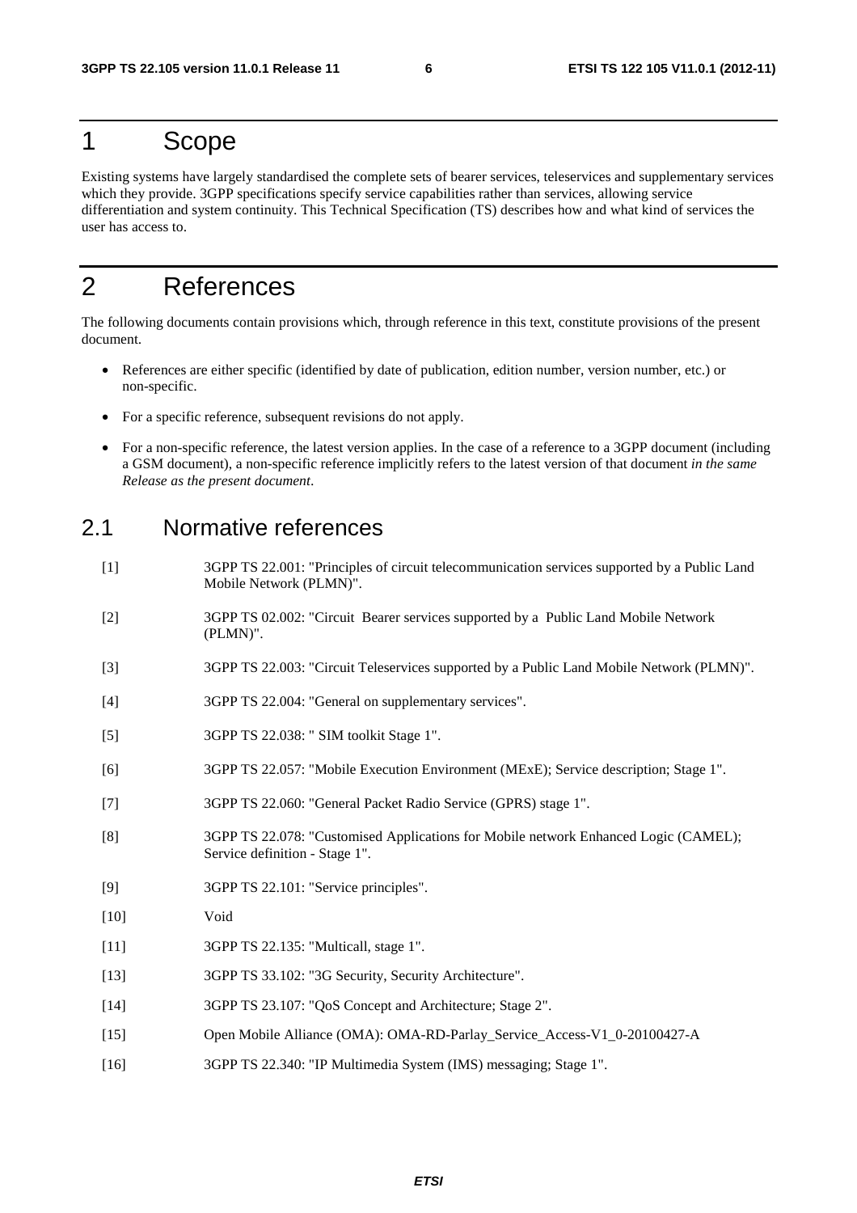# 1 Scope

Existing systems have largely standardised the complete sets of bearer services, teleservices and supplementary services which they provide. 3GPP specifications specify service capabilities rather than services, allowing service differentiation and system continuity. This Technical Specification (TS) describes how and what kind of services the user has access to.

# 2 References

The following documents contain provisions which, through reference in this text, constitute provisions of the present document.

- References are either specific (identified by date of publication, edition number, version number, etc.) or non-specific.
- For a specific reference, subsequent revisions do not apply.
- For a non-specific reference, the latest version applies. In the case of a reference to a 3GPP document (including a GSM document), a non-specific reference implicitly refers to the latest version of that document *in the same Release as the present document*.

## 2.1 Normative references

[1] 3GPP TS 22.001: "Principles of circuit telecommunication services supported by a Public Land Mobile Network (PLMN)".

[2] 3GPP TS 02.002: "Circuit Bearer services supported by a Public Land Mobile Network (PLMN)".

[3] 3GPP TS 22.003: "Circuit Teleservices supported by a Public Land Mobile Network (PLMN)".

[4] 3GPP TS 22.004: "General on supplementary services".

[5] 3GPP TS 22.038: " SIM toolkit Stage 1".

[6] 3GPP TS 22.057: "Mobile Execution Environment (MExE); Service description; Stage 1".

[7] 3GPP TS 22.060: "General Packet Radio Service (GPRS) stage 1".

[8] 3GPP TS 22.078: "Customised Applications for Mobile network Enhanced Logic (CAMEL); Service definition - Stage 1".

[9] 3GPP TS 22.101: "Service principles".

[10] Void

[11] 3GPP TS 22.135: "Multicall, stage 1".

[13] 3GPP TS 33.102: "3G Security, Security Architecture".

[14] 3GPP TS 23.107: "QoS Concept and Architecture; Stage 2".

[15] Open Mobile Alliance (OMA): OMA-RD-Parlay_Service_Access-V1_0-20100427-A

[16] 3GPP TS 22.340: "IP Multimedia System (IMS) messaging; Stage 1".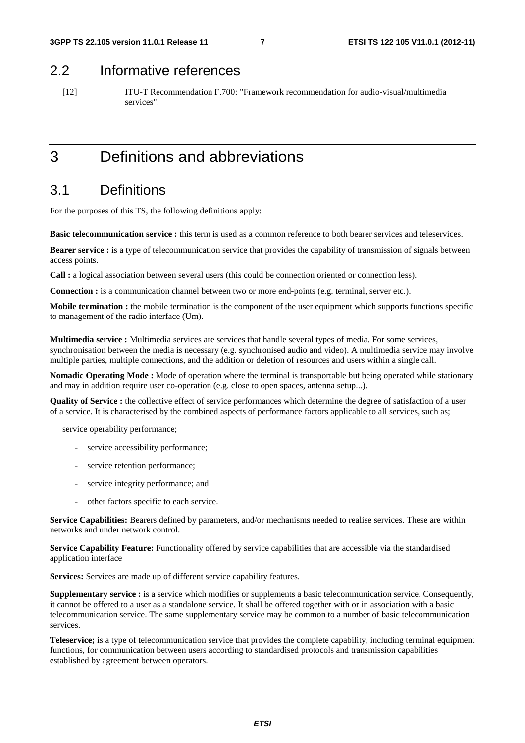## 2.2 Informative references

[12] ITU-T Recommendation F.700: "Framework recommendation for audio-visual/multimedia services".

# 3 Definitions and abbreviations

## 3.1 Definitions

For the purposes of this TS, the following definitions apply:

**Basic telecommunication service :** this term is used as a common reference to both bearer services and teleservices.

**Bearer service :** is a type of telecommunication service that provides the capability of transmission of signals between access points.

**Call :** a logical association between several users (this could be connection oriented or connection less).

**Connection :** is a communication channel between two or more end-points (e.g. terminal, server etc.).

**Mobile termination :** the mobile termination is the component of the user equipment which supports functions specific to management of the radio interface (Um).

**Multimedia service :** Multimedia services are services that handle several types of media. For some services, synchronisation between the media is necessary (e.g. synchronised audio and video). A multimedia service may involve multiple parties, multiple connections, and the addition or deletion of resources and users within a single call.

**Nomadic Operating Mode :** Mode of operation where the terminal is transportable but being operated while stationary and may in addition require user co-operation (e.g. close to open spaces, antenna setup...).

**Quality of Service :** the collective effect of service performances which determine the degree of satisfaction of a user of a service. It is characterised by the combined aspects of performance factors applicable to all services, such as;

service operability performance;

- service accessibility performance;
- service retention performance;
- service integrity performance; and
- other factors specific to each service.

**Service Capabilities:** Bearers defined by parameters, and/or mechanisms needed to realise services. These are within networks and under network control.

**Service Capability Feature:** Functionality offered by service capabilities that are accessible via the standardised application interface

**Services:** Services are made up of different service capability features.

**Supplementary service :** is a service which modifies or supplements a basic telecommunication service. Consequently, it cannot be offered to a user as a standalone service. It shall be offered together with or in association with a basic telecommunication service. The same supplementary service may be common to a number of basic telecommunication services.

**Teleservice;** is a type of telecommunication service that provides the complete capability, including terminal equipment functions, for communication between users according to standardised protocols and transmission capabilities established by agreement between operators.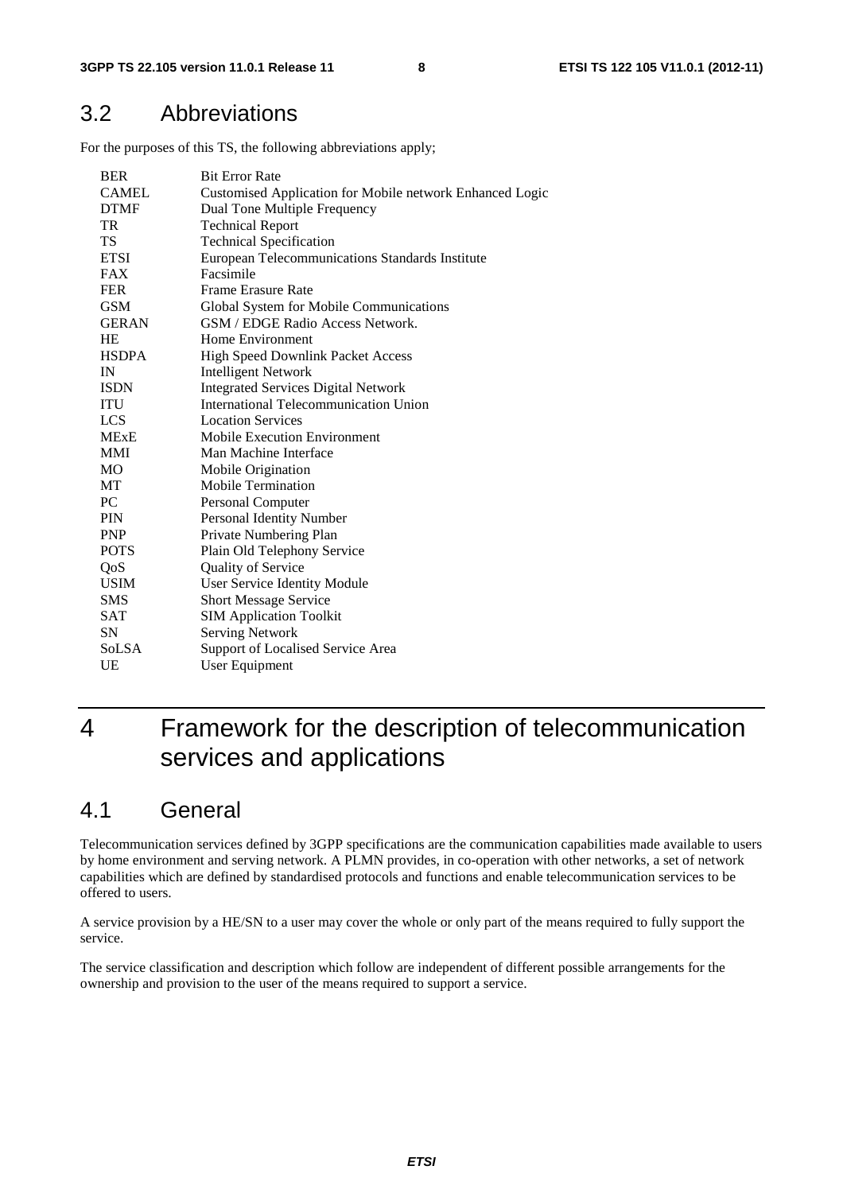## 3.2 Abbreviations

For the purposes of this TS, the following abbreviations apply;

| | |
|---|---|
| BER | Bit Error Rate |
| CAMEL | Customised Application for Mobile network Enhanced Logic |
| DTMF | Dual Tone Multiple Frequency |
| TR | Technical Report |
| TS | Technical Specification |
| ETSI | European Telecommunications Standards Institute |
| FAX | Facsimile |
| FER | Frame Erasure Rate |
| GSM | Global System for Mobile Communications |
| GERAN | GSM / EDGE Radio Access Network. |
| HE | Home Environment |
| HSDPA | High Speed Downlink Packet Access |
| IN | Intelligent Network |
| ISDN | Integrated Services Digital Network |
| ITU | International Telecommunication Union |
| LCS | Location Services |
| MExE | Mobile Execution Environment |
| MMI | Man Machine Interface |
| MO | Mobile Origination |
| MT | Mobile Termination |
| PC | Personal Computer |
| PIN | Personal Identity Number |
| PNP | Private Numbering Plan |
| POTS | Plain Old Telephony Service |
| QoS | Quality of Service |
| USIM | User Service Identity Module |
| SMS | Short Message Service |
| SAT | SIM Application Toolkit |
| SN | Serving Network |
| SoLSA | Support of Localised Service Area |
| UE | User Equipment |

# 4 Framework for the description of telecommunication services and applications

## 4.1 General

Telecommunication services defined by 3GPP specifications are the communication capabilities made available to users by home environment and serving network. A PLMN provides, in co-operation with other networks, a set of network capabilities which are defined by standardised protocols and functions and enable telecommunication services to be offered to users.

A service provision by a HE/SN to a user may cover the whole or only part of the means required to fully support the service.

The service classification and description which follow are independent of different possible arrangements for the ownership and provision to the user of the means required to support a service.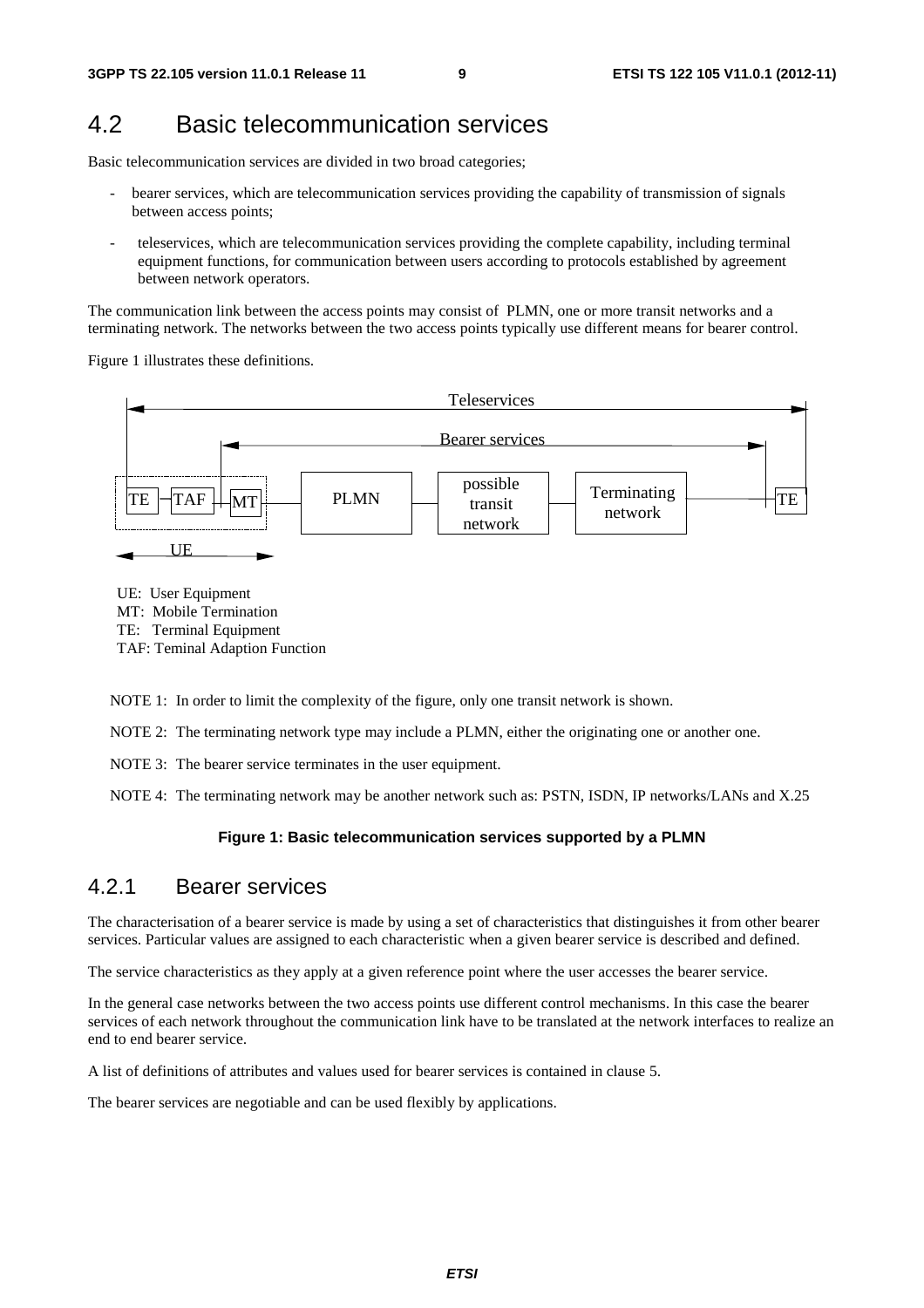## 4.2 Basic telecommunication services

Basic telecommunication services are divided in two broad categories;

- bearer services, which are telecommunication services providing the capability of transmission of signals between access points;
- teleservices, which are telecommunication services providing the complete capability, including terminal equipment functions, for communication between users according to protocols established by agreement between network operators.

The communication link between the access points may consist of PLMN, one or more transit networks and a terminating network. The networks between the two access points typically use different means for bearer control.

Figure 1 illustrates these definitions.

UE: User Equipment
MT: Mobile Termination
TE: Terminal Equipment
TAF: Teminal Adaption Function

NOTE 1: In order to limit the complexity of the figure, only one transit network is shown.

NOTE 2: The terminating network type may include a PLMN, either the originating one or another one.

NOTE 3: The bearer service terminates in the user equipment.

NOTE 4: The terminating network may be another network such as: PSTN, ISDN, IP networks/LANs and X.25

**Figure 1: Basic telecommunication services supported by a PLMN**

### 4.2.1 Bearer services

The characterisation of a bearer service is made by using a set of characteristics that distinguishes it from other bearer services. Particular values are assigned to each characteristic when a given bearer service is described and defined.

The service characteristics as they apply at a given reference point where the user accesses the bearer service.

In the general case networks between the two access points use different control mechanisms. In this case the bearer services of each network throughout the communication link have to be translated at the network interfaces to realize an end to end bearer service.

A list of definitions of attributes and values used for bearer services is contained in clause 5.

The bearer services are negotiable and can be used flexibly by applications.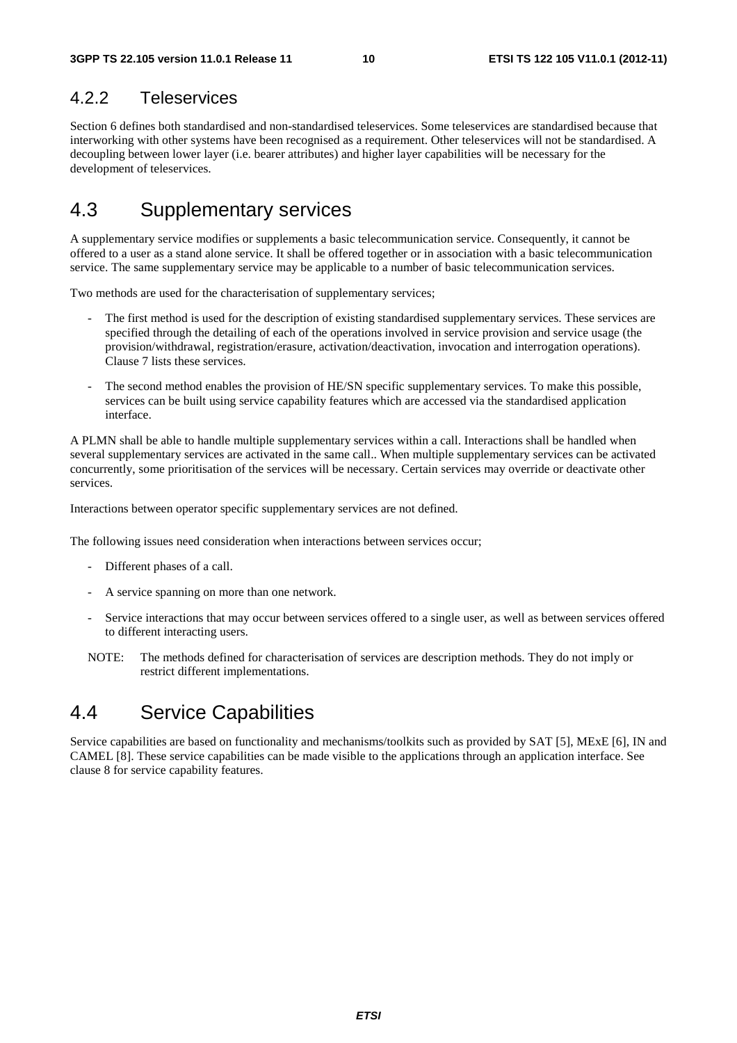### 4.2.2 Teleservices

Section 6 defines both standardised and non-standardised teleservices. Some teleservices are standardised because that interworking with other systems have been recognised as a requirement. Other teleservices will not be standardised. A decoupling between lower layer (i.e. bearer attributes) and higher layer capabilities will be necessary for the development of teleservices.

## 4.3 Supplementary services

A supplementary service modifies or supplements a basic telecommunication service. Consequently, it cannot be offered to a user as a stand alone service. It shall be offered together or in association with a basic telecommunication service. The same supplementary service may be applicable to a number of basic telecommunication services.

Two methods are used for the characterisation of supplementary services;

- The first method is used for the description of existing standardised supplementary services. These services are specified through the detailing of each of the operations involved in service provision and service usage (the provision/withdrawal, registration/erasure, activation/deactivation, invocation and interrogation operations). Clause 7 lists these services.
- The second method enables the provision of HE/SN specific supplementary services. To make this possible, services can be built using service capability features which are accessed via the standardised application interface.

A PLMN shall be able to handle multiple supplementary services within a call. Interactions shall be handled when several supplementary services are activated in the same call.. When multiple supplementary services can be activated concurrently, some prioritisation of the services will be necessary. Certain services may override or deactivate other services.

Interactions between operator specific supplementary services are not defined.

The following issues need consideration when interactions between services occur;

- Different phases of a call.
- A service spanning on more than one network.
- Service interactions that may occur between services offered to a single user, as well as between services offered to different interacting users.

NOTE: The methods defined for characterisation of services are description methods. They do not imply or restrict different implementations.

## 4.4 Service Capabilities

Service capabilities are based on functionality and mechanisms/toolkits such as provided by SAT [5], MExE [6], IN and CAMEL [8]. These service capabilities can be made visible to the applications through an application interface. See clause 8 for service capability features.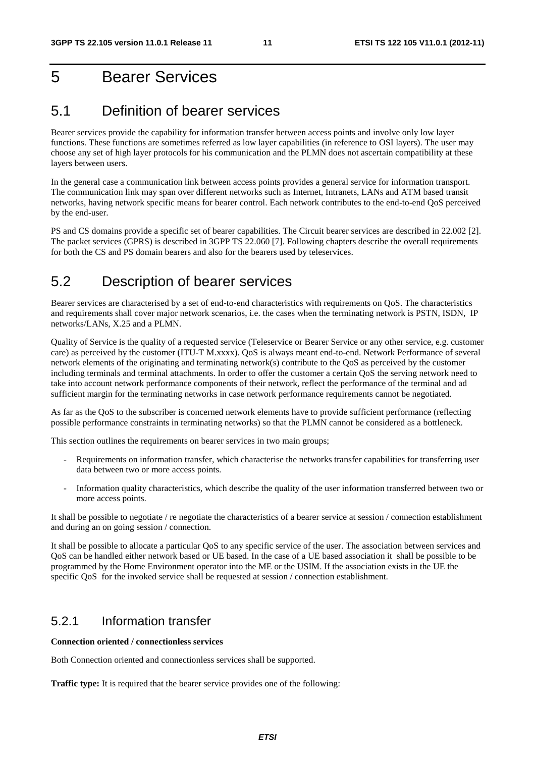# 5 Bearer Services

## 5.1 Definition of bearer services

Bearer services provide the capability for information transfer between access points and involve only low layer functions. These functions are sometimes referred as low layer capabilities (in reference to OSI layers). The user may choose any set of high layer protocols for his communication and the PLMN does not ascertain compatibility at these layers between users.

In the general case a communication link between access points provides a general service for information transport. The communication link may span over different networks such as Internet, Intranets, LANs and ATM based transit networks, having network specific means for bearer control. Each network contributes to the end-to-end QoS perceived by the end-user.

PS and CS domains provide a specific set of bearer capabilities. The Circuit bearer services are described in 22.002 [2]. The packet services (GPRS) is described in 3GPP TS 22.060 [7]. Following chapters describe the overall requirements for both the CS and PS domain bearers and also for the bearers used by teleservices.

## 5.2 Description of bearer services

Bearer services are characterised by a set of end-to-end characteristics with requirements on QoS. The characteristics and requirements shall cover major network scenarios, i.e. the cases when the terminating network is PSTN, ISDN, IP networks/LANs, X.25 and a PLMN.

Quality of Service is the quality of a requested service (Teleservice or Bearer Service or any other service, e.g. customer care) as perceived by the customer (ITU-T M.xxxx). QoS is always meant end-to-end. Network Performance of several network elements of the originating and terminating network(s) contribute to the QoS as perceived by the customer including terminals and terminal attachments. In order to offer the customer a certain QoS the serving network need to take into account network performance components of their network, reflect the performance of the terminal and ad sufficient margin for the terminating networks in case network performance requirements cannot be negotiated.

As far as the QoS to the subscriber is concerned network elements have to provide sufficient performance (reflecting possible performance constraints in terminating networks) so that the PLMN cannot be considered as a bottleneck.

This section outlines the requirements on bearer services in two main groups;

- Requirements on information transfer, which characterise the networks transfer capabilities for transferring user data between two or more access points.
- Information quality characteristics, which describe the quality of the user information transferred between two or more access points.

It shall be possible to negotiate / re negotiate the characteristics of a bearer service at session / connection establishment and during an on going session / connection.

It shall be possible to allocate a particular QoS to any specific service of the user. The association between services and QoS can be handled either network based or UE based. In the case of a UE based association it shall be possible to be programmed by the Home Environment operator into the ME or the USIM. If the association exists in the UE the specific QoS for the invoked service shall be requested at session / connection establishment.

### 5.2.1 Information transfer

**Connection oriented / connectionless services**

Both Connection oriented and connectionless services shall be supported.

**Traffic type:** It is required that the bearer service provides one of the following: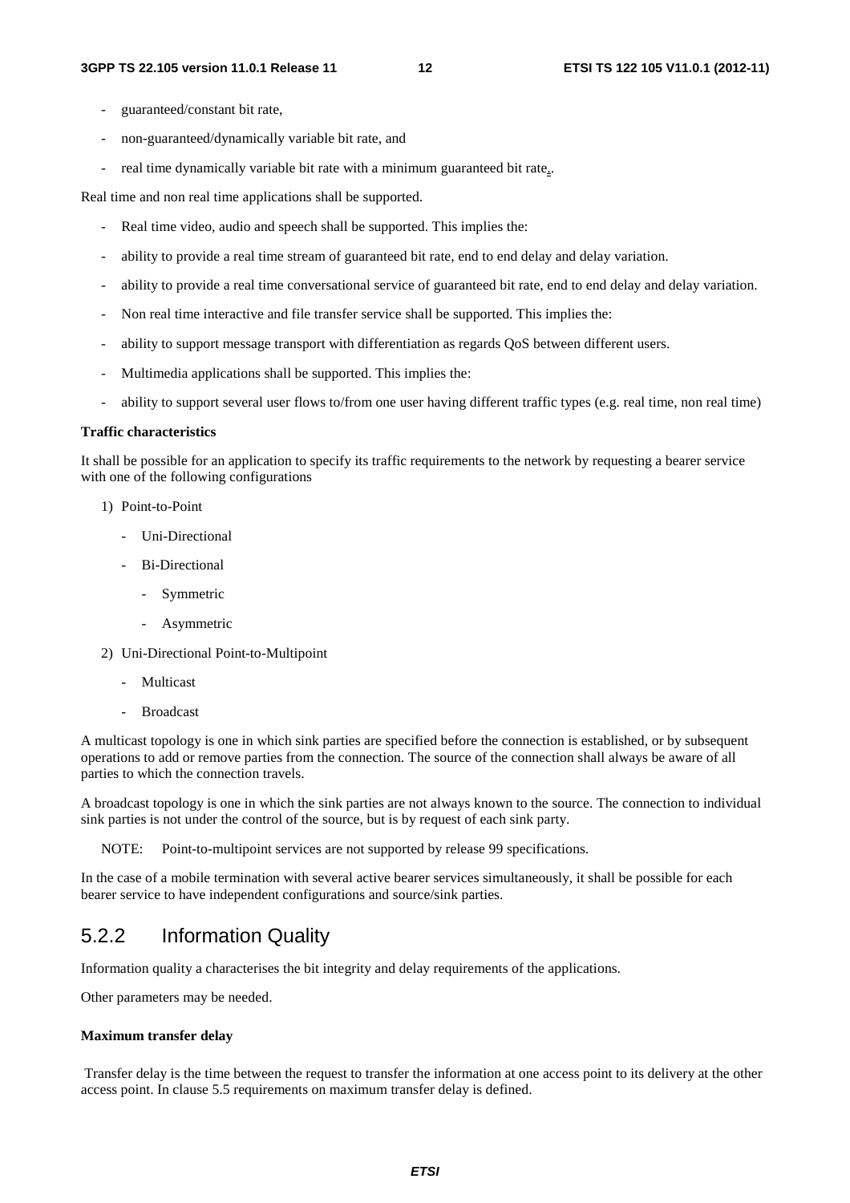- guaranteed/constant bit rate,
- non-guaranteed/dynamically variable bit rate, and
- real time dynamically variable bit rate with a minimum guaranteed bit rate..

Real time and non real time applications shall be supported.

- Real time video, audio and speech shall be supported. This implies the:
- ability to provide a real time stream of guaranteed bit rate, end to end delay and delay variation.
- ability to provide a real time conversational service of guaranteed bit rate, end to end delay and delay variation.
- Non real time interactive and file transfer service shall be supported. This implies the:
- ability to support message transport with differentiation as regards QoS between different users.
- Multimedia applications shall be supported. This implies the:
- ability to support several user flows to/from one user having different traffic types (e.g. real time, non real time)

**Traffic characteristics**

It shall be possible for an application to specify its traffic requirements to the network by requesting a bearer service with one of the following configurations

1) Point-to-Point
    - Uni-Directional
    - Bi-Directional
        - Symmetric
        - Asymmetric
2) Uni-Directional Point-to-Multipoint
    - Multicast
    - Broadcast

A multicast topology is one in which sink parties are specified before the connection is established, or by subsequent operations to add or remove parties from the connection. The source of the connection shall always be aware of all parties to which the connection travels.

A broadcast topology is one in which the sink parties are not always known to the source. The connection to individual sink parties is not under the control of the source, but is by request of each sink party.

NOTE: Point-to-multipoint services are not supported by release 99 specifications.

In the case of a mobile termination with several active bearer services simultaneously, it shall be possible for each bearer service to have independent configurations and source/sink parties.

## 5.2.2 Information Quality

Information quality a characterises the bit integrity and delay requirements of the applications.

Other parameters may be needed.

**Maximum transfer delay**

Transfer delay is the time between the request to transfer the information at one access point to its delivery at the other access point. In clause 5.5 requirements on maximum transfer delay is defined.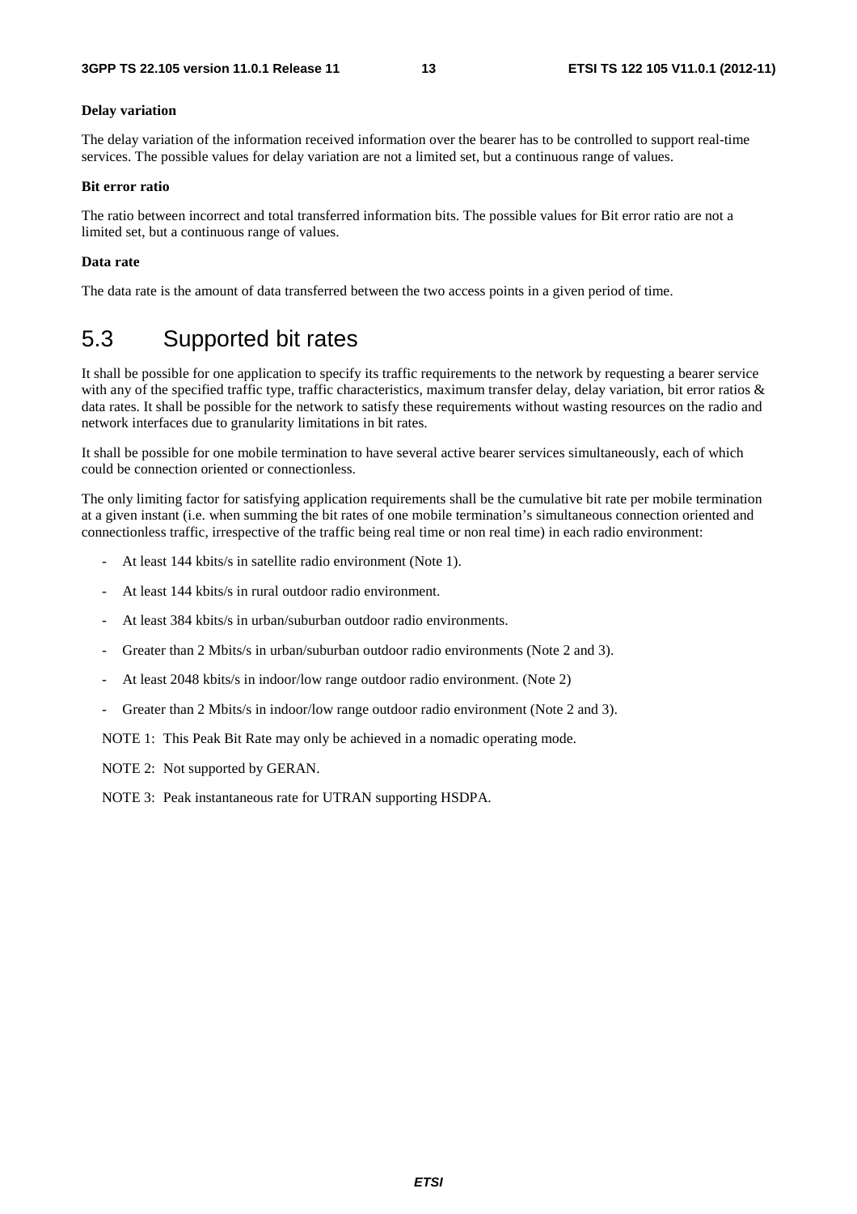**Delay variation**

The delay variation of the information received information over the bearer has to be controlled to support real-time services. The possible values for delay variation are not a limited set, but a continuous range of values.

**Bit error ratio**

The ratio between incorrect and total transferred information bits. The possible values for Bit error ratio are not a limited set, but a continuous range of values.

**Data rate**

The data rate is the amount of data transferred between the two access points in a given period of time.

## 5.3 Supported bit rates

It shall be possible for one application to specify its traffic requirements to the network by requesting a bearer service with any of the specified traffic type, traffic characteristics, maximum transfer delay, delay variation, bit error ratios & data rates. It shall be possible for the network to satisfy these requirements without wasting resources on the radio and network interfaces due to granularity limitations in bit rates.

It shall be possible for one mobile termination to have several active bearer services simultaneously, each of which could be connection oriented or connectionless.

The only limiting factor for satisfying application requirements shall be the cumulative bit rate per mobile termination at a given instant (i.e. when summing the bit rates of one mobile termination's simultaneous connection oriented and connectionless traffic, irrespective of the traffic being real time or non real time) in each radio environment:

- At least 144 kbits/s in satellite radio environment (Note 1).
- At least 144 kbits/s in rural outdoor radio environment.
- At least 384 kbits/s in urban/suburban outdoor radio environments.
- Greater than 2 Mbits/s in urban/suburban outdoor radio environments (Note 2 and 3).
- At least 2048 kbits/s in indoor/low range outdoor radio environment. (Note 2)
- Greater than 2 Mbits/s in indoor/low range outdoor radio environment (Note 2 and 3).

NOTE 1: This Peak Bit Rate may only be achieved in a nomadic operating mode.

NOTE 2: Not supported by GERAN.

NOTE 3: Peak instantaneous rate for UTRAN supporting HSDPA.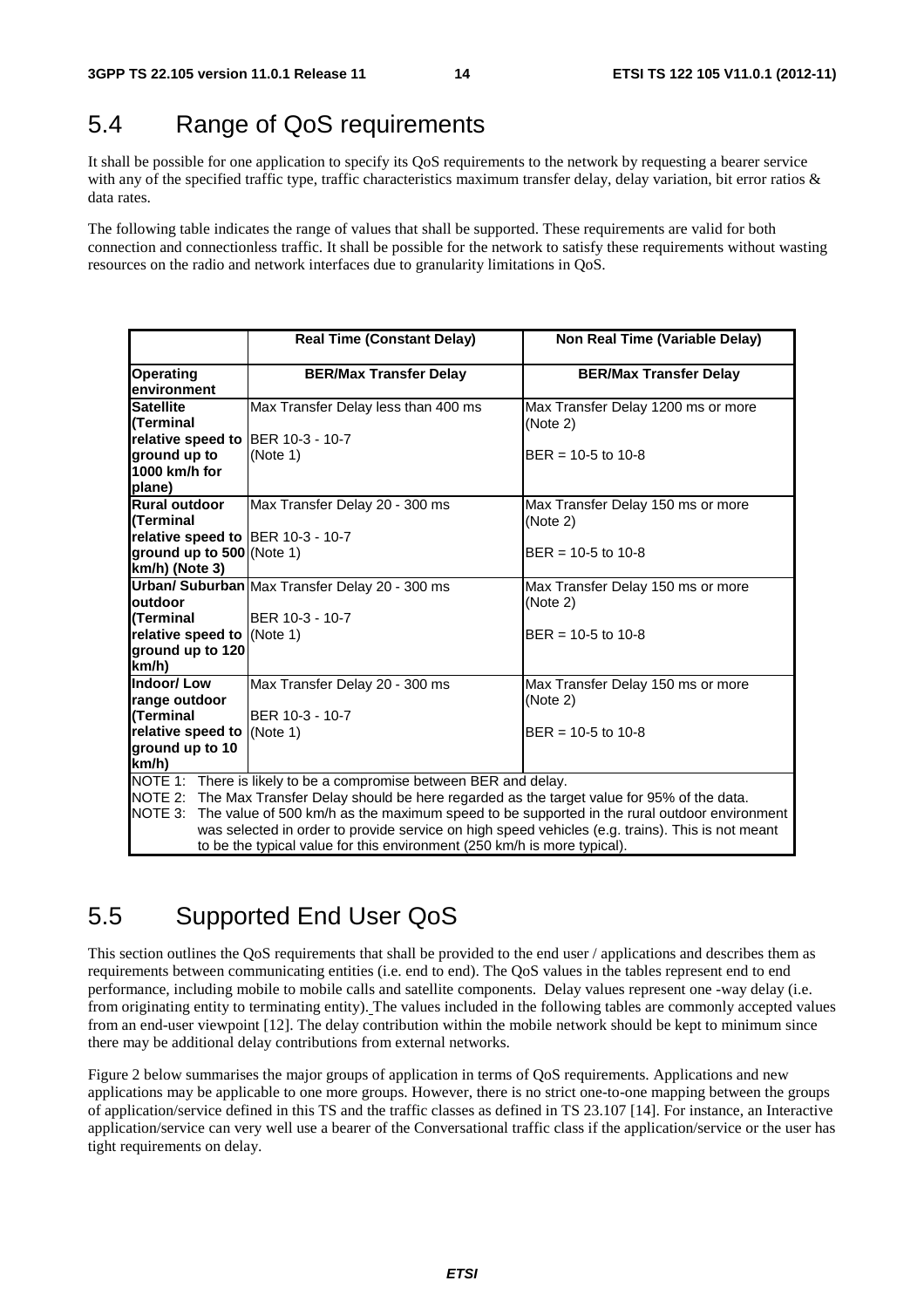## 5.4 Range of QoS requirements

It shall be possible for one application to specify its QoS requirements to the network by requesting a bearer service with any of the specified traffic type, traffic characteristics maximum transfer delay, delay variation, bit error ratios & data rates.

The following table indicates the range of values that shall be supported. These requirements are valid for both connection and connectionless traffic. It shall be possible for the network to satisfy these requirements without wasting resources on the radio and network interfaces due to granularity limitations in QoS.

| | **Real Time (Constant Delay)** | **Non Real Time (Variable Delay)** |
|---|---|---|
| **Operating environment** | **BER/Max Transfer Delay** | **BER/Max Transfer Delay** |
| **Satellite (Terminal relative speed to ground up to 1000 km/h for plane)** | Max Transfer Delay less than 400 ms<br><br>BER 10-3 - 10-7<br>(Note 1) | Max Transfer Delay 1200 ms or more (Note 2)<br><br>BER = 10-5 to 10-8 |
| **Rural outdoor (Terminal relative speed to ground up to 500 km/h) (Note 3)** | Max Transfer Delay 20 - 300 ms<br><br>BER 10-3 - 10-7<br>(Note 1) | Max Transfer Delay 150 ms or more (Note 2)<br><br>BER = 10-5 to 10-8 |
| **Urban/ Suburban outdoor (Terminal relative speed to ground up to 120 km/h)** | Max Transfer Delay 20 - 300 ms<br><br>BER 10-3 - 10-7<br>(Note 1) | Max Transfer Delay 150 ms or more (Note 2)<br><br>BER = 10-5 to 10-8 |
| **Indoor/ Low range outdoor (Terminal relative speed to ground up to 10 km/h)** | Max Transfer Delay 20 - 300 ms<br><br>BER 10-3 - 10-7<br>(Note 1) | Max Transfer Delay 150 ms or more (Note 2)<br><br>BER = 10-5 to 10-8 |

NOTE 1: There is likely to be a compromise between BER and delay.
NOTE 2: The Max Transfer Delay should be here regarded as the target value for 95% of the data.
NOTE 3: The value of 500 km/h as the maximum speed to be supported in the rural outdoor environment was selected in order to provide service on high speed vehicles (e.g. trains). This is not meant to be the typical value for this environment (250 km/h is more typical).

## 5.5 Supported End User QoS

This section outlines the QoS requirements that shall be provided to the end user / applications and describes them as requirements between communicating entities (i.e. end to end). The QoS values in the tables represent end to end performance, including mobile to mobile calls and satellite components. Delay values represent one -way delay (i.e. from originating entity to terminating entity). The values included in the following tables are commonly accepted values from an end-user viewpoint [12]. The delay contribution within the mobile network should be kept to minimum since there may be additional delay contributions from external networks.

Figure 2 below summarises the major groups of application in terms of QoS requirements. Applications and new applications may be applicable to one more groups. However, there is no strict one-to-one mapping between the groups of application/service defined in this TS and the traffic classes as defined in TS 23.107 [14]. For instance, an Interactive application/service can very well use a bearer of the Conversational traffic class if the application/service or the user has tight requirements on delay.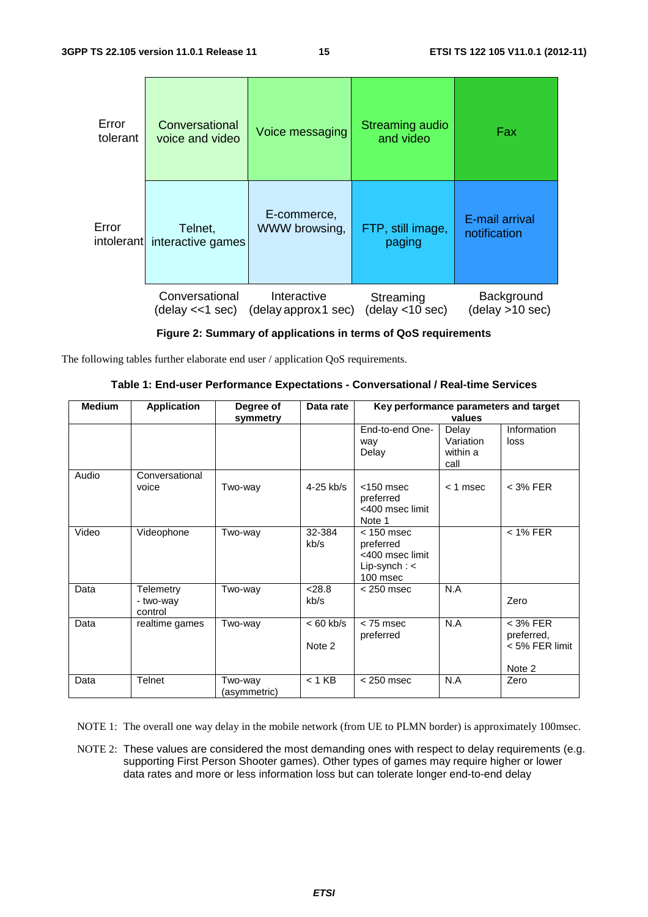| | | | | |
|---|---|---|---|---|
| Error tolerant | Conversational voice and video | Voice messaging | Streaming audio and video | Fax |
| Error intolerant | Telnet, interactive games | E-commerce, WWW browsing, | FTP, still image, paging | E-mail arrival notification |
| | Conversational (delay <<1 sec) | Interactive (delay approx 1 sec) | Streaming (delay <10 sec) | Background (delay >10 sec) |

**Figure 2: Summary of applications in terms of QoS requirements**

The following tables further elaborate end user / application QoS requirements.

**Table 1: End-user Performance Expectations - Conversational / Real-time Services**

| Medium | Application | Degree of symmetry | Data rate | Key performance parameters and target values | | |
|---|---|---|---|---|---|---|
| | | | | End-to-end One-way Delay | Delay Variation within a call | Information loss |
| Audio | Conversational voice | Two-way | 4-25 kb/s | <150 msec preferred <400 msec limit Note 1 | < 1 msec | < 3% FER |
| Video | Videophone | Two-way | 32-384 kb/s | < 150 msec preferred <400 msec limit Lip-synch : < 100 msec | | < 1% FER |
| Data | Telemetry - two-way control | Two-way | <28.8 kb/s | < 250 msec | N.A | Zero |
| Data | realtime games | Two-way | < 60 kb/s Note 2 | < 75 msec preferred | N.A | < 3% FER preferred, < 5% FER limit Note 2 |
| Data | Telnet | Two-way (asymmetric) | < 1 KB | < 250 msec | N.A | Zero |

NOTE 1: The overall one way delay in the mobile network (from UE to PLMN border) is approximately 100msec.

NOTE 2: These values are considered the most demanding ones with respect to delay requirements (e.g. supporting First Person Shooter games). Other types of games may require higher or lower data rates and more or less information loss but can tolerate longer end-to-end delay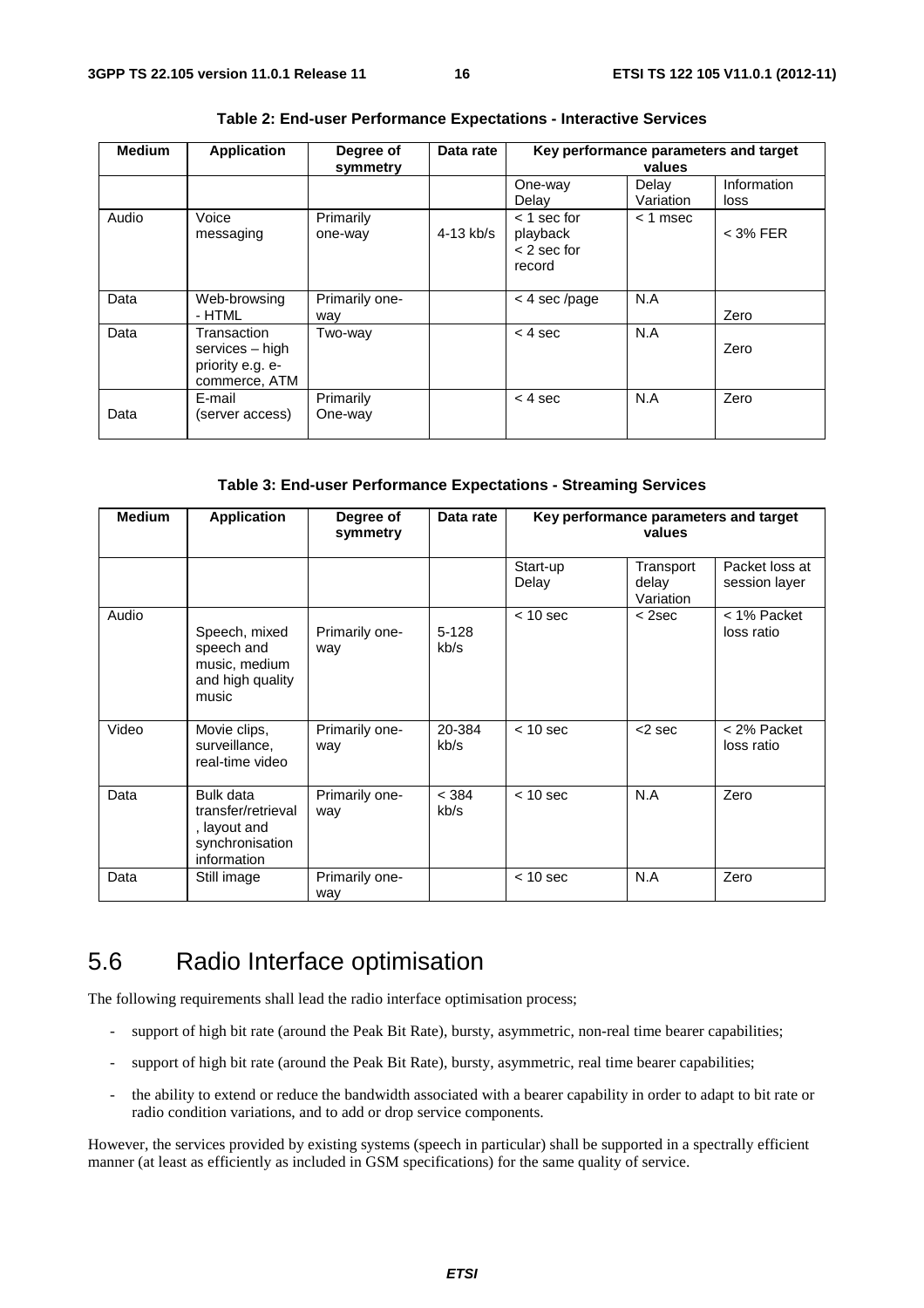**Table 2: End-user Performance Expectations - Interactive Services**

| Medium | Application | Degree of symmetry | Data rate | Key performance parameters and target values | | |
|---|---|---|---|---|---|---|
| | | | | One-way Delay | Delay Variation | Information loss |
| Audio | Voice messaging | Primarily one-way | 4-13 kb/s | < 1 sec for playback < 2 sec for record | < 1 msec | < 3% FER |
| Data | Web-browsing - HTML | Primarily one-way | | < 4 sec /page | N.A | Zero |
| Data | Transaction services – high priority e.g. e-commerce, ATM | Two-way | | < 4 sec | N.A | Zero |
| Data | E-mail (server access) | Primarily One-way | | < 4 sec | N.A | Zero |

**Table 3: End-user Performance Expectations - Streaming Services**

| Medium | Application | Degree of symmetry | Data rate | Key performance parameters and target values | | |
|---|---|---|---|---|---|---|
| | | | | Start-up Delay | Transport delay Variation | Packet loss at session layer |
| Audio | Speech, mixed speech and music, medium and high quality music | Primarily one-way | 5-128 kb/s | < 10 sec | < 2sec | < 1% Packet loss ratio |
| Video | Movie clips, surveillance, real-time video | Primarily one-way | 20-384 kb/s | < 10 sec | <2 sec | < 2% Packet loss ratio |
| Data | Bulk data transfer/retrieval, layout and synchronisation information | Primarily one-way | < 384 kb/s | < 10 sec | N.A | Zero |
| Data | Still image | Primarily one-way | | < 10 sec | N.A | Zero |

## 5.6 Radio Interface optimisation

The following requirements shall lead the radio interface optimisation process;

- support of high bit rate (around the Peak Bit Rate), bursty, asymmetric, non-real time bearer capabilities;
- support of high bit rate (around the Peak Bit Rate), bursty, asymmetric, real time bearer capabilities;
- the ability to extend or reduce the bandwidth associated with a bearer capability in order to adapt to bit rate or radio condition variations, and to add or drop service components.

However, the services provided by existing systems (speech in particular) shall be supported in a spectrally efficient manner (at least as efficiently as included in GSM specifications) for the same quality of service.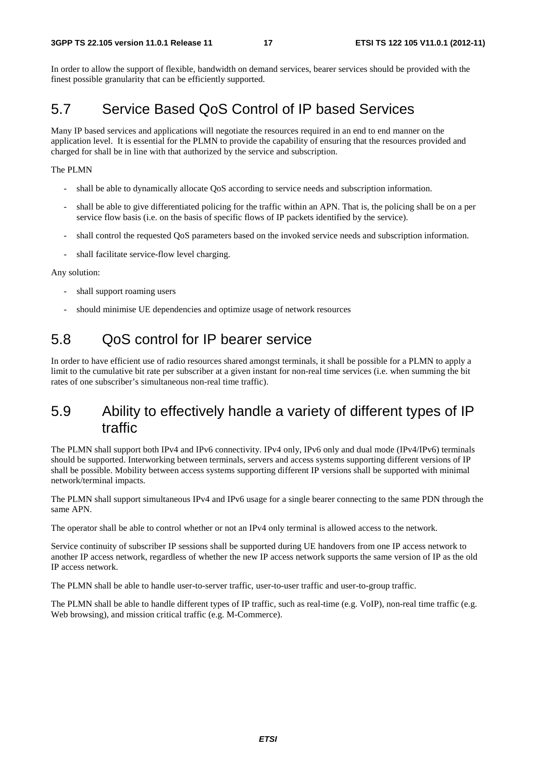In order to allow the support of flexible, bandwidth on demand services, bearer services should be provided with the finest possible granularity that can be efficiently supported.

## 5.7 Service Based QoS Control of IP based Services

Many IP based services and applications will negotiate the resources required in an end to end manner on the application level. It is essential for the PLMN to provide the capability of ensuring that the resources provided and charged for shall be in line with that authorized by the service and subscription.

The PLMN

- shall be able to dynamically allocate QoS according to service needs and subscription information.
- shall be able to give differentiated policing for the traffic within an APN. That is, the policing shall be on a per service flow basis (i.e. on the basis of specific flows of IP packets identified by the service).
- shall control the requested QoS parameters based on the invoked service needs and subscription information.
- shall facilitate service-flow level charging.

Any solution:

- shall support roaming users
- should minimise UE dependencies and optimize usage of network resources

## 5.8 QoS control for IP bearer service

In order to have efficient use of radio resources shared amongst terminals, it shall be possible for a PLMN to apply a limit to the cumulative bit rate per subscriber at a given instant for non-real time services (i.e. when summing the bit rates of one subscriber's simultaneous non-real time traffic).

## 5.9 Ability to effectively handle a variety of different types of IP traffic

The PLMN shall support both IPv4 and IPv6 connectivity. IPv4 only, IPv6 only and dual mode (IPv4/IPv6) terminals should be supported. Interworking between terminals, servers and access systems supporting different versions of IP shall be possible. Mobility between access systems supporting different IP versions shall be supported with minimal network/terminal impacts.

The PLMN shall support simultaneous IPv4 and IPv6 usage for a single bearer connecting to the same PDN through the same APN.

The operator shall be able to control whether or not an IPv4 only terminal is allowed access to the network.

Service continuity of subscriber IP sessions shall be supported during UE handovers from one IP access network to another IP access network, regardless of whether the new IP access network supports the same version of IP as the old IP access network.

The PLMN shall be able to handle user-to-server traffic, user-to-user traffic and user-to-group traffic.

The PLMN shall be able to handle different types of IP traffic, such as real-time (e.g. VoIP), non-real time traffic (e.g. Web browsing), and mission critical traffic (e.g. M-Commerce).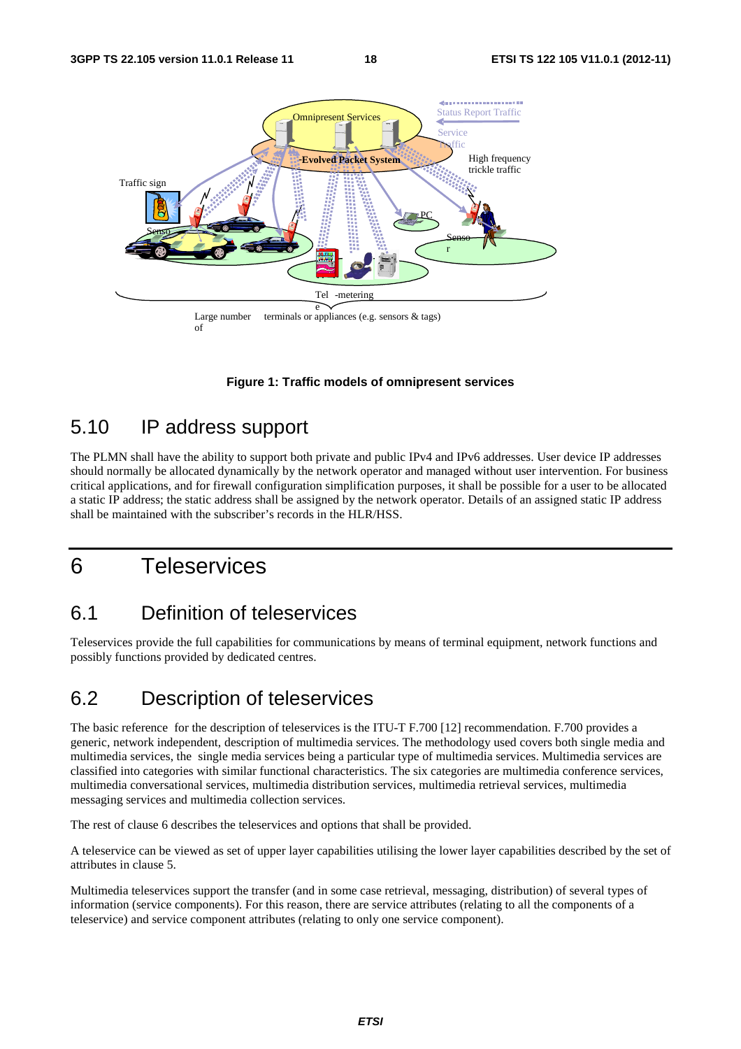**Figure 1: Traffic models of omnipresent services**

## 5.10 IP address support

The PLMN shall have the ability to support both private and public IPv4 and IPv6 addresses. User device IP addresses should normally be allocated dynamically by the network operator and managed without user intervention. For business critical applications, and for firewall configuration simplification purposes, it shall be possible for a user to be allocated a static IP address; the static address shall be assigned by the network operator. Details of an assigned static IP address shall be maintained with the subscriber's records in the HLR/HSS.

# 6 Teleservices

## 6.1 Definition of teleservices

Teleservices provide the full capabilities for communications by means of terminal equipment, network functions and possibly functions provided by dedicated centres.

## 6.2 Description of teleservices

The basic reference for the description of teleservices is the ITU-T F.700 [12] recommendation. F.700 provides a generic, network independent, description of multimedia services. The methodology used covers both single media and multimedia services, the single media services being a particular type of multimedia services. Multimedia services are classified into categories with similar functional characteristics. The six categories are multimedia conference services, multimedia conversational services, multimedia distribution services, multimedia retrieval services, multimedia messaging services and multimedia collection services.

The rest of clause 6 describes the teleservices and options that shall be provided.

A teleservice can be viewed as set of upper layer capabilities utilising the lower layer capabilities described by the set of attributes in clause 5.

Multimedia teleservices support the transfer (and in some case retrieval, messaging, distribution) of several types of information (service components). For this reason, there are service attributes (relating to all the components of a teleservice) and service component attributes (relating to only one service component).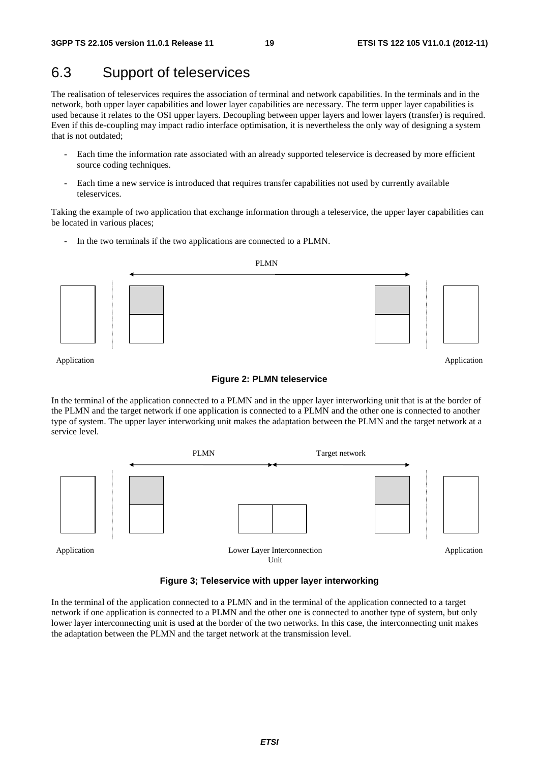## 6.3 Support of teleservices

The realisation of teleservices requires the association of terminal and network capabilities. In the terminals and in the network, both upper layer capabilities and lower layer capabilities are necessary. The term upper layer capabilities is used because it relates to the OSI upper layers. Decoupling between upper layers and lower layers (transfer) is required. Even if this de-coupling may impact radio interface optimisation, it is nevertheless the only way of designing a system that is not outdated;

- Each time the information rate associated with an already supported teleservice is decreased by more efficient source coding techniques.
- Each time a new service is introduced that requires transfer capabilities not used by currently available teleservices.

Taking the example of two application that exchange information through a teleservice, the upper layer capabilities can be located in various places;

- In the two terminals if the two applications are connected to a PLMN.

PLMN

Application Application

**Figure 2: PLMN teleservice**

In the terminal of the application connected to a PLMN and in the upper layer interworking unit that is at the border of the PLMN and the target network if one application is connected to a PLMN and the other one is connected to another type of system. The upper layer interworking unit makes the adaptation between the PLMN and the target network at a service level.

PLMN Target network

Application Lower Layer Interconnection Unit Application

**Figure 3; Teleservice with upper layer interworking**

In the terminal of the application connected to a PLMN and in the terminal of the application connected to a target network if one application is connected to a PLMN and the other one is connected to another type of system, but only lower layer interconnecting unit is used at the border of the two networks. In this case, the interconnecting unit makes the adaptation between the PLMN and the target network at the transmission level.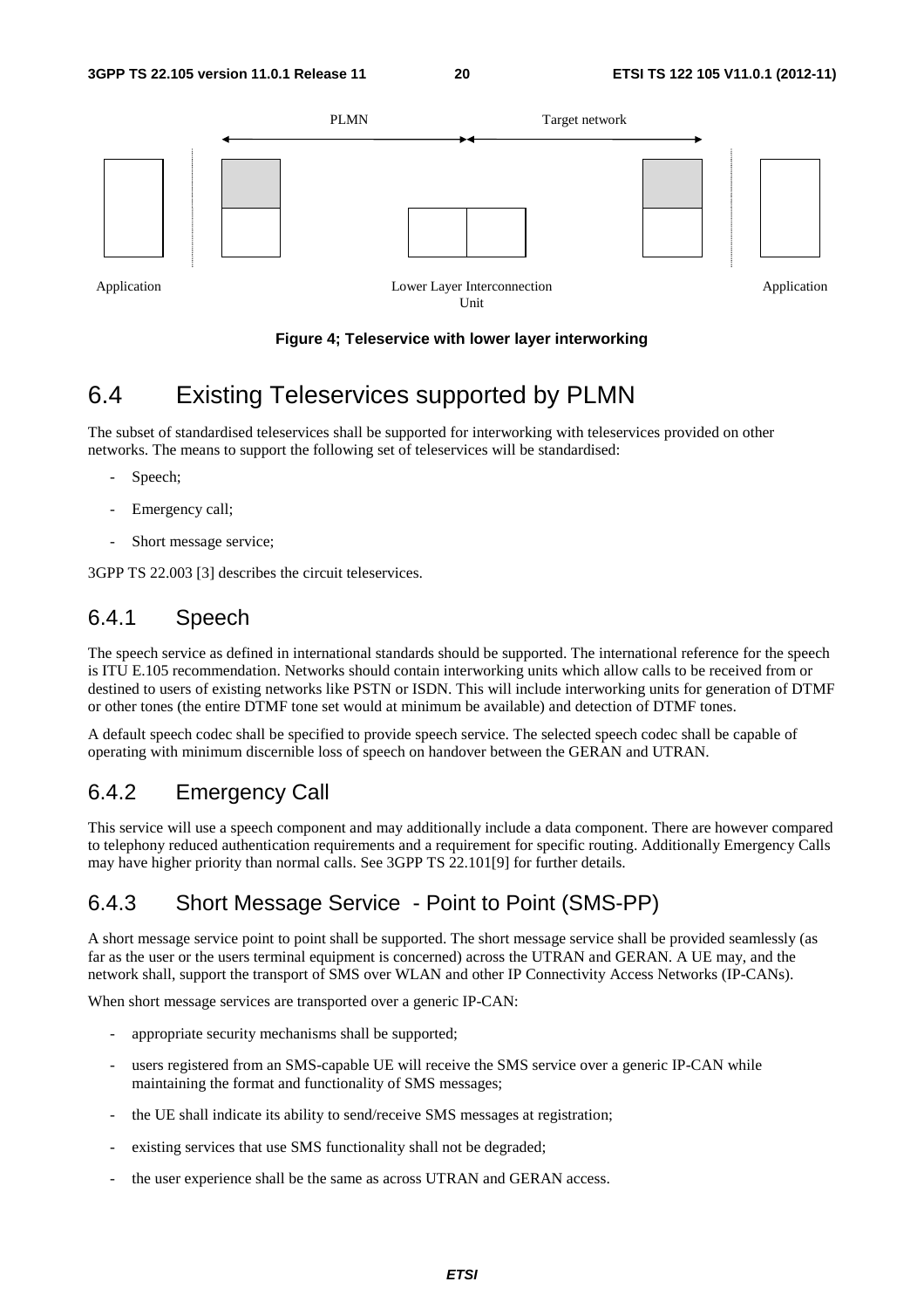PLMN Target network

Application Lower Layer Interconnection Unit Application

**Figure 4; Teleservice with lower layer interworking**

# 6.4 Existing Teleservices supported by PLMN

The subset of standardised teleservices shall be supported for interworking with teleservices provided on other networks. The means to support the following set of teleservices will be standardised:

- Speech;
- Emergency call;
- Short message service;

3GPP TS 22.003 [3] describes the circuit teleservices.

## 6.4.1 Speech

The speech service as defined in international standards should be supported. The international reference for the speech is ITU E.105 recommendation. Networks should contain interworking units which allow calls to be received from or destined to users of existing networks like PSTN or ISDN. This will include interworking units for generation of DTMF or other tones (the entire DTMF tone set would at minimum be available) and detection of DTMF tones.

A default speech codec shall be specified to provide speech service. The selected speech codec shall be capable of operating with minimum discernible loss of speech on handover between the GERAN and UTRAN.

## 6.4.2 Emergency Call

This service will use a speech component and may additionally include a data component. There are however compared to telephony reduced authentication requirements and a requirement for specific routing. Additionally Emergency Calls may have higher priority than normal calls. See 3GPP TS 22.101[9] for further details.

## 6.4.3 Short Message Service - Point to Point (SMS-PP)

A short message service point to point shall be supported. The short message service shall be provided seamlessly (as far as the user or the users terminal equipment is concerned) across the UTRAN and GERAN. A UE may, and the network shall, support the transport of SMS over WLAN and other IP Connectivity Access Networks (IP-CANs).

When short message services are transported over a generic IP-CAN:

- appropriate security mechanisms shall be supported;
- users registered from an SMS-capable UE will receive the SMS service over a generic IP-CAN while maintaining the format and functionality of SMS messages;
- the UE shall indicate its ability to send/receive SMS messages at registration;
- existing services that use SMS functionality shall not be degraded;
- the user experience shall be the same as across UTRAN and GERAN access.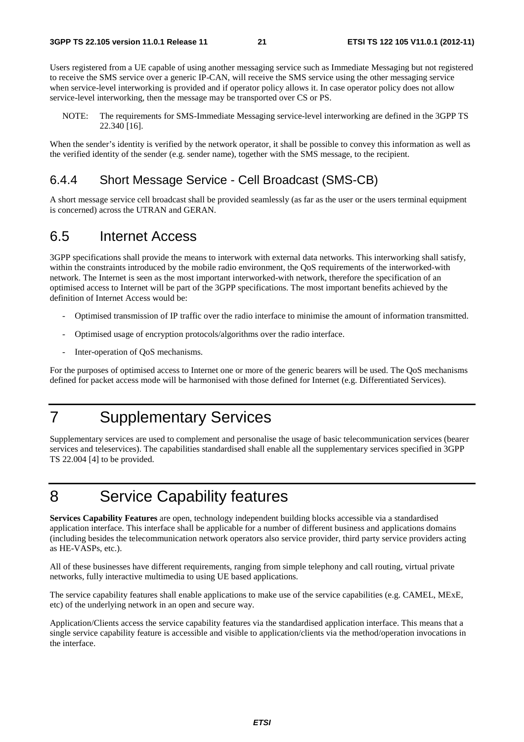Users registered from a UE capable of using another messaging service such as Immediate Messaging but not registered to receive the SMS service over a generic IP-CAN, will receive the SMS service using the other messaging service when service-level interworking is provided and if operator policy allows it. In case operator policy does not allow service-level interworking, then the message may be transported over CS or PS.

NOTE: The requirements for SMS-Immediate Messaging service-level interworking are defined in the 3GPP TS 22.340 [16].

When the sender's identity is verified by the network operator, it shall be possible to convey this information as well as the verified identity of the sender (e.g. sender name), together with the SMS message, to the recipient.

### 6.4.4 Short Message Service - Cell Broadcast (SMS-CB)

A short message service cell broadcast shall be provided seamlessly (as far as the user or the users terminal equipment is concerned) across the UTRAN and GERAN.

## 6.5 Internet Access

3GPP specifications shall provide the means to interwork with external data networks. This interworking shall satisfy, within the constraints introduced by the mobile radio environment, the QoS requirements of the interworked-with network. The Internet is seen as the most important interworked-with network, therefore the specification of an optimised access to Internet will be part of the 3GPP specifications. The most important benefits achieved by the definition of Internet Access would be:

- Optimised transmission of IP traffic over the radio interface to minimise the amount of information transmitted.
- Optimised usage of encryption protocols/algorithms over the radio interface.
- Inter-operation of QoS mechanisms.

For the purposes of optimised access to Internet one or more of the generic bearers will be used. The QoS mechanisms defined for packet access mode will be harmonised with those defined for Internet (e.g. Differentiated Services).

# 7 Supplementary Services

Supplementary services are used to complement and personalise the usage of basic telecommunication services (bearer services and teleservices). The capabilities standardised shall enable all the supplementary services specified in 3GPP TS 22.004 [4] to be provided.

# 8 Service Capability features

**Services Capability Features** are open, technology independent building blocks accessible via a standardised application interface. This interface shall be applicable for a number of different business and applications domains (including besides the telecommunication network operators also service provider, third party service providers acting as HE-VASPs, etc.).

All of these businesses have different requirements, ranging from simple telephony and call routing, virtual private networks, fully interactive multimedia to using UE based applications.

The service capability features shall enable applications to make use of the service capabilities (e.g. CAMEL, MExE, etc) of the underlying network in an open and secure way.

Application/Clients access the service capability features via the standardised application interface. This means that a single service capability feature is accessible and visible to application/clients via the method/operation invocations in the interface.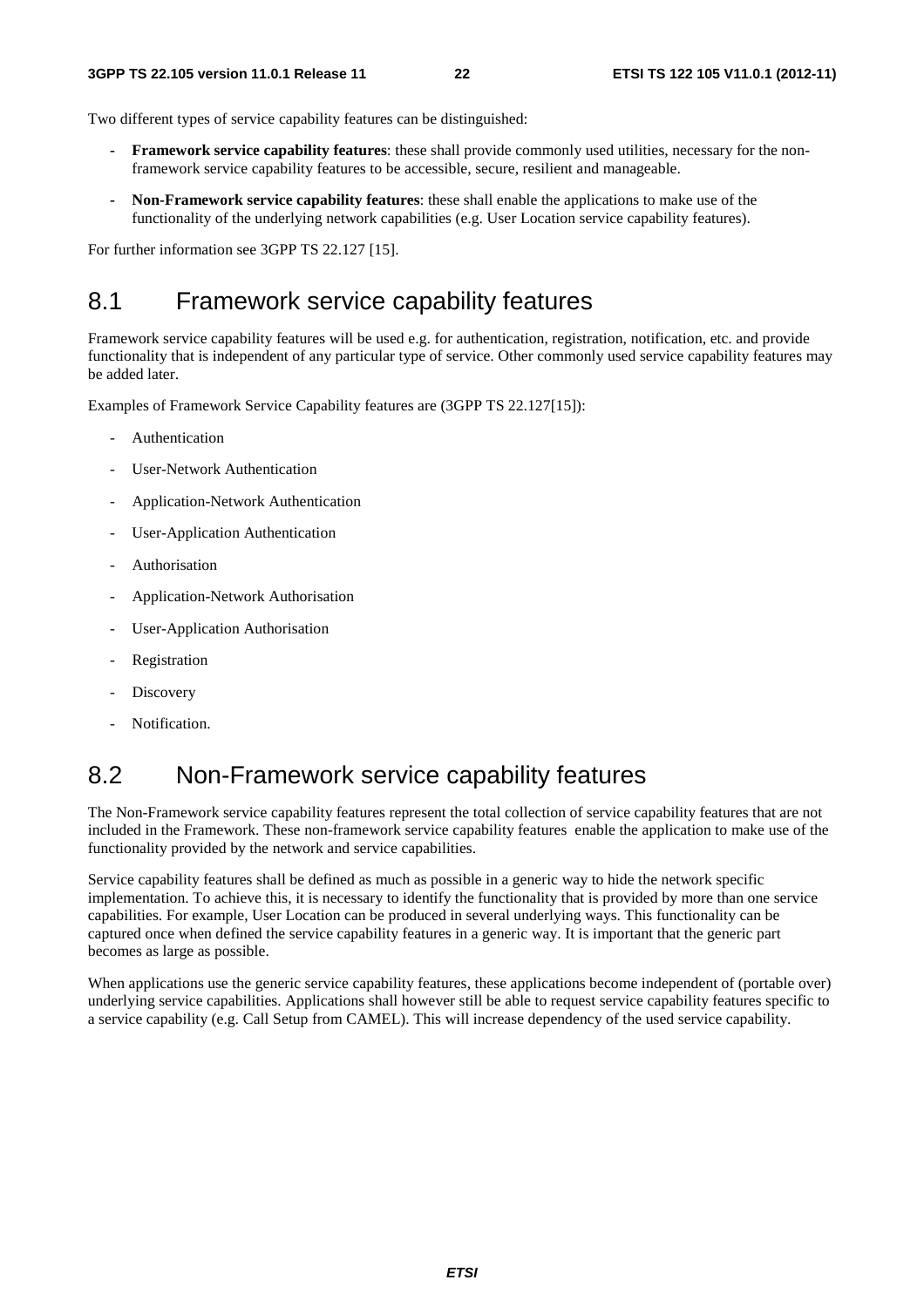Two different types of service capability features can be distinguished:

- **Framework service capability features**: these shall provide commonly used utilities, necessary for the non-framework service capability features to be accessible, secure, resilient and manageable.
- **Non-Framework service capability features**: these shall enable the applications to make use of the functionality of the underlying network capabilities (e.g. User Location service capability features).

For further information see 3GPP TS 22.127 [15].

## 8.1 Framework service capability features

Framework service capability features will be used e.g. for authentication, registration, notification, etc. and provide functionality that is independent of any particular type of service. Other commonly used service capability features may be added later.

Examples of Framework Service Capability features are (3GPP TS 22.127[15]):

- Authentication
- User-Network Authentication
- Application-Network Authentication
- User-Application Authentication
- Authorisation
- Application-Network Authorisation
- User-Application Authorisation
- Registration
- Discovery
- Notification.

## 8.2 Non-Framework service capability features

The Non-Framework service capability features represent the total collection of service capability features that are not included in the Framework. These non-framework service capability features enable the application to make use of the functionality provided by the network and service capabilities.

Service capability features shall be defined as much as possible in a generic way to hide the network specific implementation. To achieve this, it is necessary to identify the functionality that is provided by more than one service capabilities. For example, User Location can be produced in several underlying ways. This functionality can be captured once when defined the service capability features in a generic way. It is important that the generic part becomes as large as possible.

When applications use the generic service capability features, these applications become independent of (portable over) underlying service capabilities. Applications shall however still be able to request service capability features specific to a service capability (e.g. Call Setup from CAMEL). This will increase dependency of the used service capability.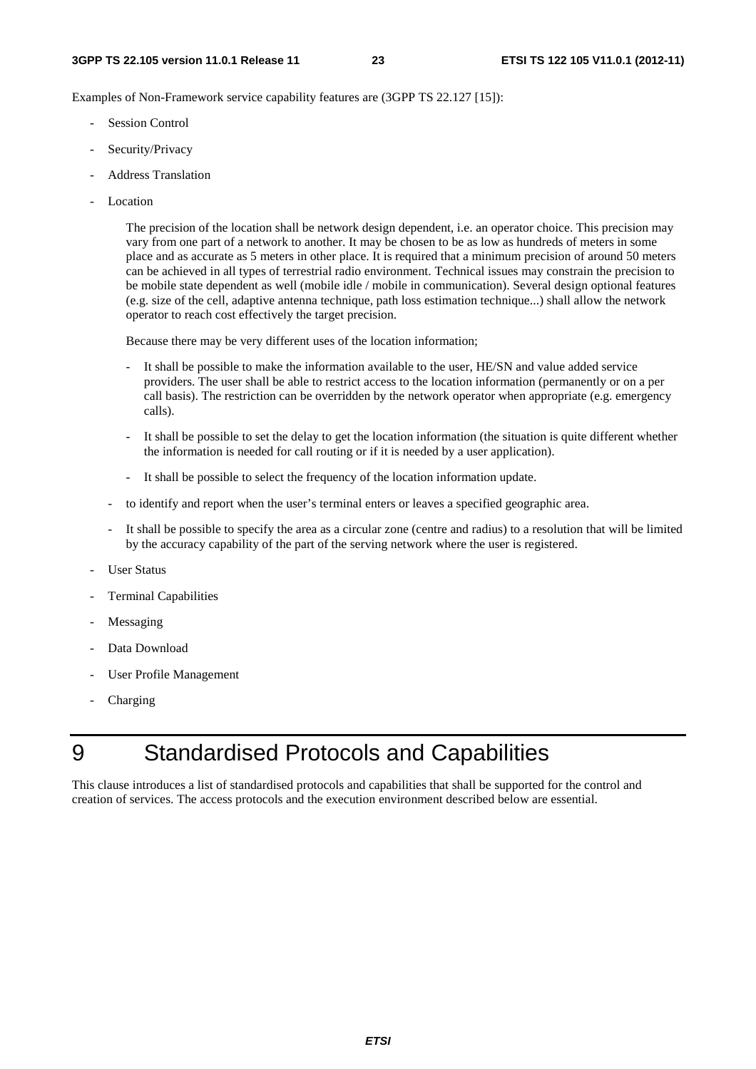Examples of Non-Framework service capability features are (3GPP TS 22.127 [15]):

- Session Control
- Security/Privacy
- Address Translation
- Location

  The precision of the location shall be network design dependent, i.e. an operator choice. This precision may vary from one part of a network to another. It may be chosen to be as low as hundreds of meters in some place and as accurate as 5 meters in other place. It is required that a minimum precision of around 50 meters can be achieved in all types of terrestrial radio environment. Technical issues may constrain the precision to be mobile state dependent as well (mobile idle / mobile in communication). Several design optional features (e.g. size of the cell, adaptive antenna technique, path loss estimation technique...) shall allow the network operator to reach cost effectively the target precision.

  Because there may be very different uses of the location information;

  - It shall be possible to make the information available to the user, HE/SN and value added service providers. The user shall be able to restrict access to the location information (permanently or on a per call basis). The restriction can be overridden by the network operator when appropriate (e.g. emergency calls).
  - It shall be possible to set the delay to get the location information (the situation is quite different whether the information is needed for call routing or if it is needed by a user application).
  - It shall be possible to select the frequency of the location information update.

  - to identify and report when the user's terminal enters or leaves a specified geographic area.
  - It shall be possible to specify the area as a circular zone (centre and radius) to a resolution that will be limited by the accuracy capability of the part of the serving network where the user is registered.

- User Status
- Terminal Capabilities
- Messaging
- Data Download
- User Profile Management
- Charging

# 9 Standardised Protocols and Capabilities

This clause introduces a list of standardised protocols and capabilities that shall be supported for the control and creation of services. The access protocols and the execution environment described below are essential.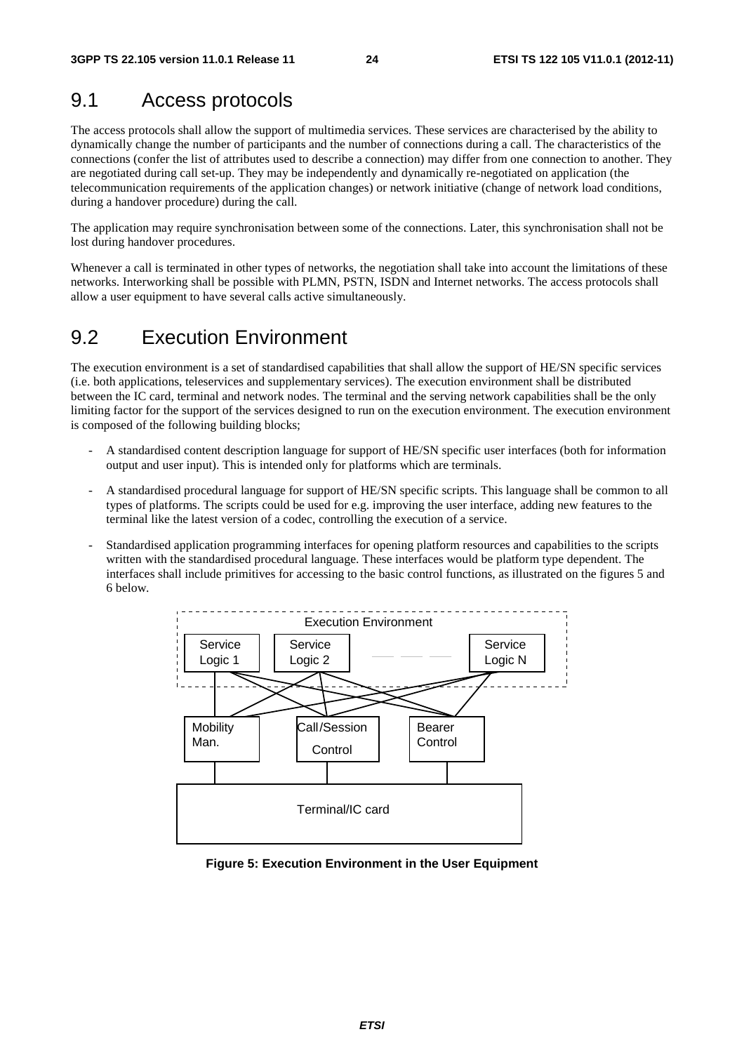## 9.1 Access protocols

The access protocols shall allow the support of multimedia services. These services are characterised by the ability to dynamically change the number of participants and the number of connections during a call. The characteristics of the connections (confer the list of attributes used to describe a connection) may differ from one connection to another. They are negotiated during call set-up. They may be independently and dynamically re-negotiated on application (the telecommunication requirements of the application changes) or network initiative (change of network load conditions, during a handover procedure) during the call.

The application may require synchronisation between some of the connections. Later, this synchronisation shall not be lost during handover procedures.

Whenever a call is terminated in other types of networks, the negotiation shall take into account the limitations of these networks. Interworking shall be possible with PLMN, PSTN, ISDN and Internet networks. The access protocols shall allow a user equipment to have several calls active simultaneously.

## 9.2 Execution Environment

The execution environment is a set of standardised capabilities that shall allow the support of HE/SN specific services (i.e. both applications, teleservices and supplementary services). The execution environment shall be distributed between the IC card, terminal and network nodes. The terminal and the serving network capabilities shall be the only limiting factor for the support of the services designed to run on the execution environment. The execution environment is composed of the following building blocks;

- A standardised content description language for support of HE/SN specific user interfaces (both for information output and user input). This is intended only for platforms which are terminals.
- A standardised procedural language for support of HE/SN specific scripts. This language shall be common to all types of platforms. The scripts could be used for e.g. improving the user interface, adding new features to the terminal like the latest version of a codec, controlling the execution of a service.
- Standardised application programming interfaces for opening platform resources and capabilities to the scripts written with the standardised procedural language. These interfaces would be platform type dependent. The interfaces shall include primitives for accessing to the basic control functions, as illustrated on the figures 5 and 6 below.

Execution Environment

Service Logic 1 | Service Logic 2 | Service Logic N

Mobility Man. | Call/Session Control | Bearer Control

Terminal/IC card

**Figure 5: Execution Environment in the User Equipment**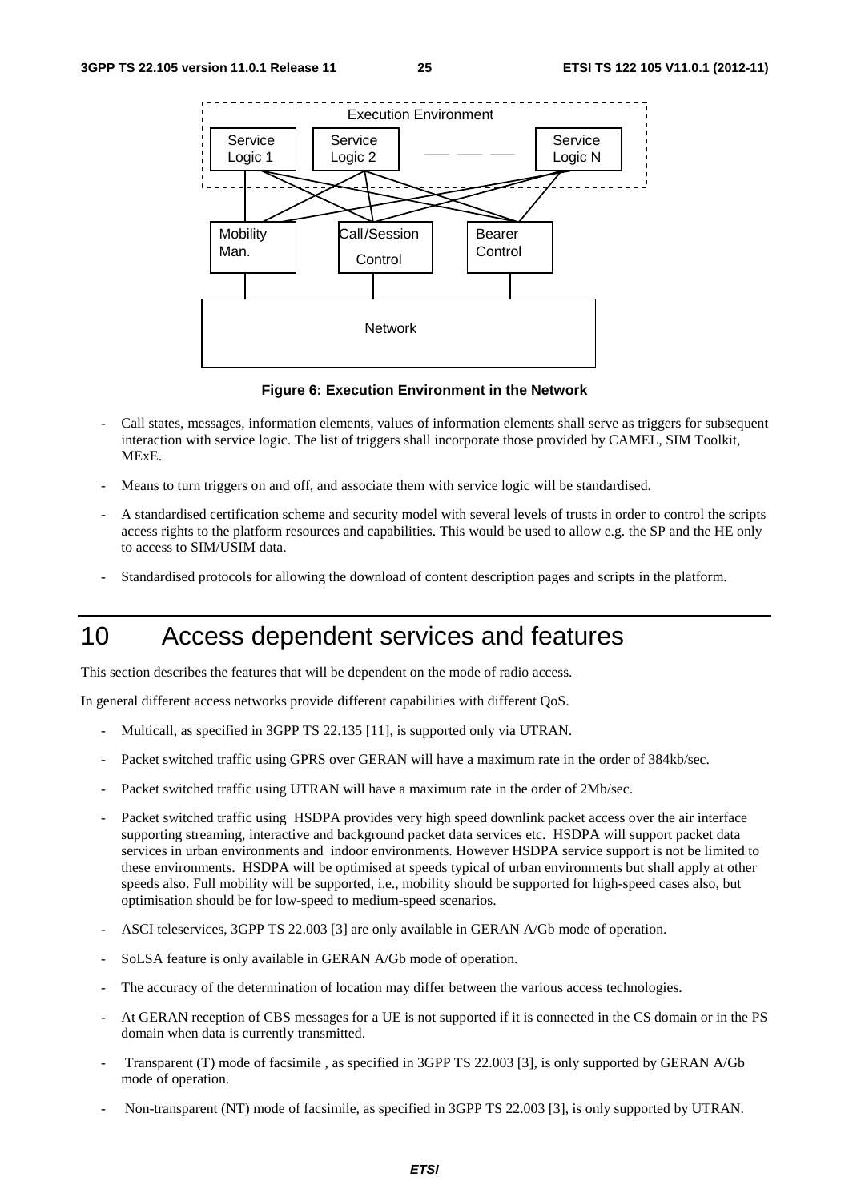Figure 6: Execution Environment in the Network

- Call states, messages, information elements, values of information elements shall serve as triggers for subsequent interaction with service logic. The list of triggers shall incorporate those provided by CAMEL, SIM Toolkit, MExE.
- Means to turn triggers on and off, and associate them with service logic will be standardised.
- A standardised certification scheme and security model with several levels of trusts in order to control the scripts access rights to the platform resources and capabilities. This would be used to allow e.g. the SP and the HE only to access to SIM/USIM data.
- Standardised protocols for allowing the download of content description pages and scripts in the platform.

# 10 Access dependent services and features

This section describes the features that will be dependent on the mode of radio access.

In general different access networks provide different capabilities with different QoS.

- Multicall, as specified in 3GPP TS 22.135 [11], is supported only via UTRAN.
- Packet switched traffic using GPRS over GERAN will have a maximum rate in the order of 384kb/sec.
- Packet switched traffic using UTRAN will have a maximum rate in the order of 2Mb/sec.
- Packet switched traffic using HSDPA provides very high speed downlink packet access over the air interface supporting streaming, interactive and background packet data services etc. HSDPA will support packet data services in urban environments and indoor environments. However HSDPA service support is not be limited to these environments. HSDPA will be optimised at speeds typical of urban environments but shall apply at other speeds also. Full mobility will be supported, i.e., mobility should be supported for high-speed cases also, but optimisation should be for low-speed to medium-speed scenarios.
- ASCI teleservices, 3GPP TS 22.003 [3] are only available in GERAN A/Gb mode of operation.
- SoLSA feature is only available in GERAN A/Gb mode of operation.
- The accuracy of the determination of location may differ between the various access technologies.
- At GERAN reception of CBS messages for a UE is not supported if it is connected in the CS domain or in the PS domain when data is currently transmitted.
- Transparent (T) mode of facsimile , as specified in 3GPP TS 22.003 [3], is only supported by GERAN A/Gb mode of operation.
- Non-transparent (NT) mode of facsimile, as specified in 3GPP TS 22.003 [3], is only supported by UTRAN.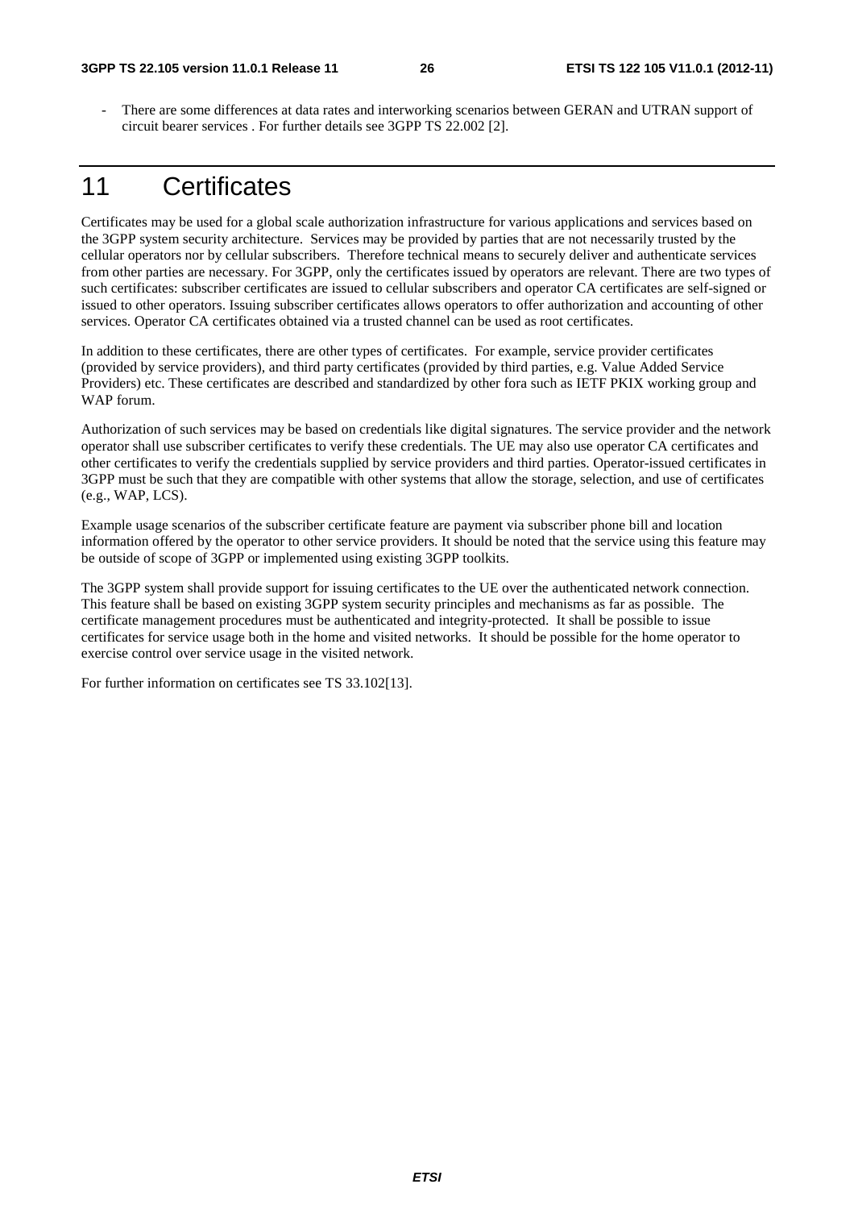- There are some differences at data rates and interworking scenarios between GERAN and UTRAN support of circuit bearer services . For further details see 3GPP TS 22.002 [2].

# 11 Certificates

Certificates may be used for a global scale authorization infrastructure for various applications and services based on the 3GPP system security architecture. Services may be provided by parties that are not necessarily trusted by the cellular operators nor by cellular subscribers. Therefore technical means to securely deliver and authenticate services from other parties are necessary. For 3GPP, only the certificates issued by operators are relevant. There are two types of such certificates: subscriber certificates are issued to cellular subscribers and operator CA certificates are self-signed or issued to other operators. Issuing subscriber certificates allows operators to offer authorization and accounting of other services. Operator CA certificates obtained via a trusted channel can be used as root certificates.

In addition to these certificates, there are other types of certificates. For example, service provider certificates (provided by service providers), and third party certificates (provided by third parties, e.g. Value Added Service Providers) etc. These certificates are described and standardized by other fora such as IETF PKIX working group and WAP forum.

Authorization of such services may be based on credentials like digital signatures. The service provider and the network operator shall use subscriber certificates to verify these credentials. The UE may also use operator CA certificates and other certificates to verify the credentials supplied by service providers and third parties. Operator-issued certificates in 3GPP must be such that they are compatible with other systems that allow the storage, selection, and use of certificates (e.g., WAP, LCS).

Example usage scenarios of the subscriber certificate feature are payment via subscriber phone bill and location information offered by the operator to other service providers. It should be noted that the service using this feature may be outside of scope of 3GPP or implemented using existing 3GPP toolkits.

The 3GPP system shall provide support for issuing certificates to the UE over the authenticated network connection. This feature shall be based on existing 3GPP system security principles and mechanisms as far as possible. The certificate management procedures must be authenticated and integrity-protected. It shall be possible to issue certificates for service usage both in the home and visited networks. It should be possible for the home operator to exercise control over service usage in the visited network.

For further information on certificates see TS 33.102[13].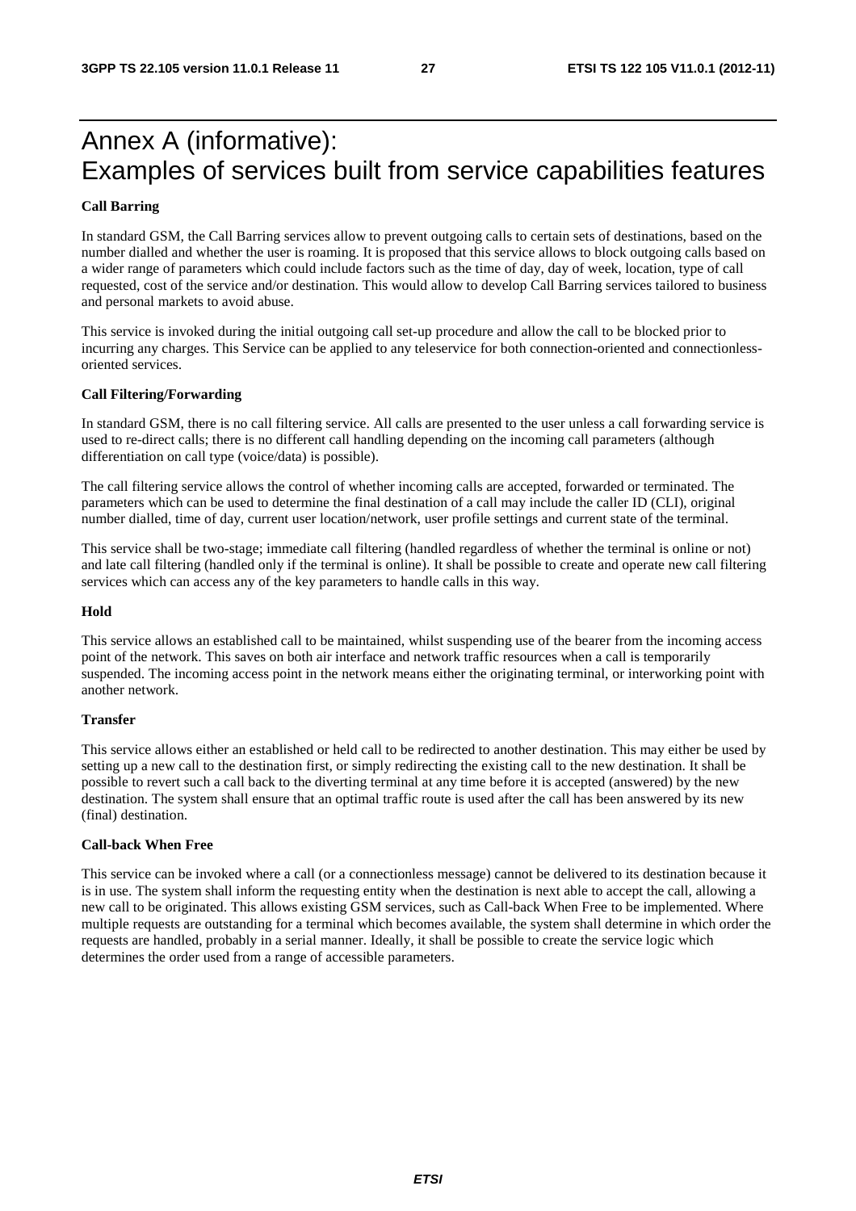# Annex A (informative): Examples of services built from service capabilities features

**Call Barring**

In standard GSM, the Call Barring services allow to prevent outgoing calls to certain sets of destinations, based on the number dialled and whether the user is roaming. It is proposed that this service allows to block outgoing calls based on a wider range of parameters which could include factors such as the time of day, day of week, location, type of call requested, cost of the service and/or destination. This would allow to develop Call Barring services tailored to business and personal markets to avoid abuse.

This service is invoked during the initial outgoing call set-up procedure and allow the call to be blocked prior to incurring any charges. This Service can be applied to any teleservice for both connection-oriented and connectionless-oriented services.

**Call Filtering/Forwarding**

In standard GSM, there is no call filtering service. All calls are presented to the user unless a call forwarding service is used to re-direct calls; there is no different call handling depending on the incoming call parameters (although differentiation on call type (voice/data) is possible).

The call filtering service allows the control of whether incoming calls are accepted, forwarded or terminated. The parameters which can be used to determine the final destination of a call may include the caller ID (CLI), original number dialled, time of day, current user location/network, user profile settings and current state of the terminal.

This service shall be two-stage; immediate call filtering (handled regardless of whether the terminal is online or not) and late call filtering (handled only if the terminal is online). It shall be possible to create and operate new call filtering services which can access any of the key parameters to handle calls in this way.

**Hold**

This service allows an established call to be maintained, whilst suspending use of the bearer from the incoming access point of the network. This saves on both air interface and network traffic resources when a call is temporarily suspended. The incoming access point in the network means either the originating terminal, or interworking point with another network.

**Transfer**

This service allows either an established or held call to be redirected to another destination. This may either be used by setting up a new call to the destination first, or simply redirecting the existing call to the new destination. It shall be possible to revert such a call back to the diverting terminal at any time before it is accepted (answered) by the new destination. The system shall ensure that an optimal traffic route is used after the call has been answered by its new (final) destination.

**Call-back When Free**

This service can be invoked where a call (or a connectionless message) cannot be delivered to its destination because it is in use. The system shall inform the requesting entity when the destination is next able to accept the call, allowing a new call to be originated. This allows existing GSM services, such as Call-back When Free to be implemented. Where multiple requests are outstanding for a terminal which becomes available, the system shall determine in which order the requests are handled, probably in a serial manner. Ideally, it shall be possible to create the service logic which determines the order used from a range of accessible parameters.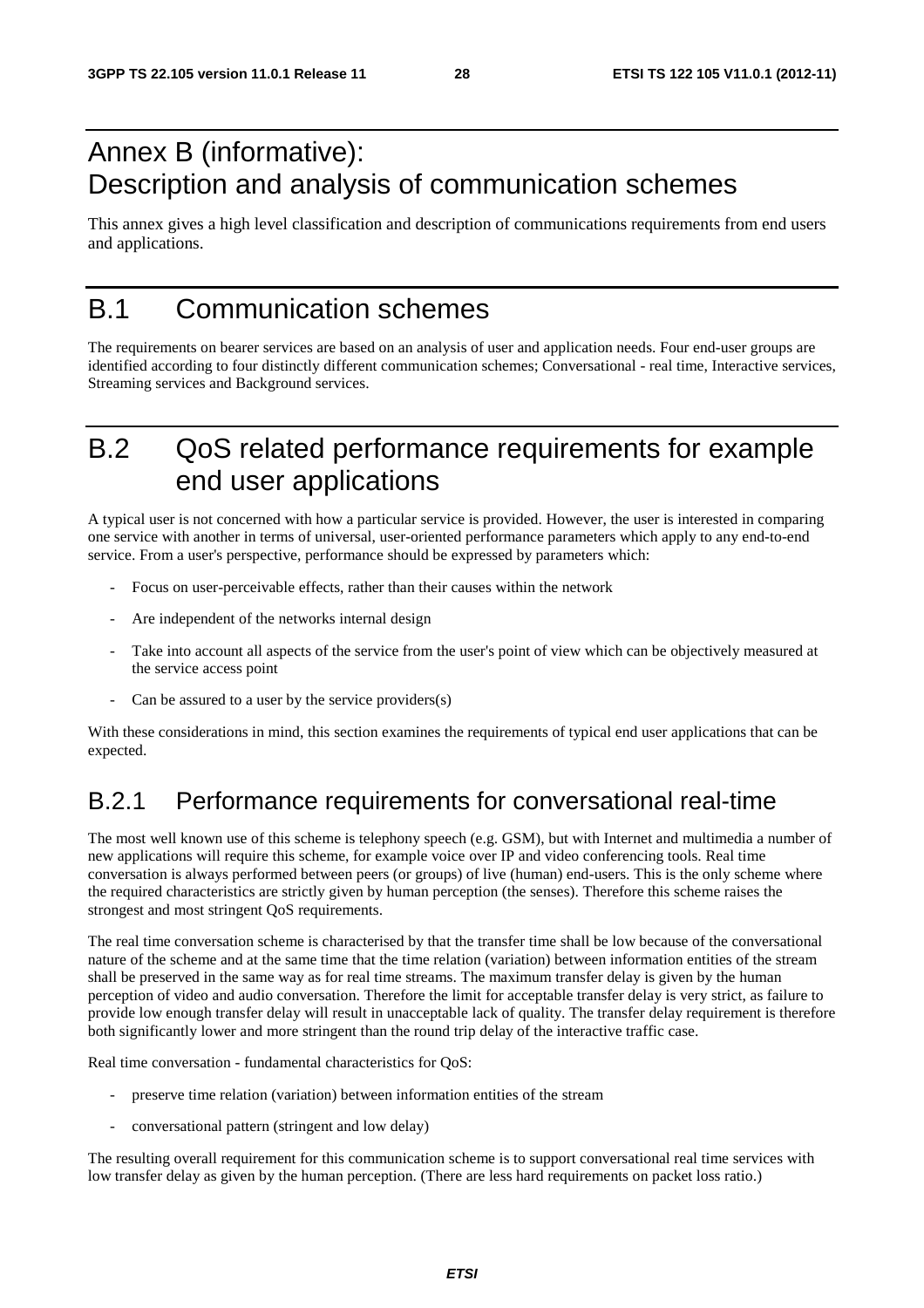# Annex B (informative): Description and analysis of communication schemes

This annex gives a high level classification and description of communications requirements from end users and applications.

# B.1 Communication schemes

The requirements on bearer services are based on an analysis of user and application needs. Four end-user groups are identified according to four distinctly different communication schemes; Conversational - real time, Interactive services, Streaming services and Background services.

# B.2 QoS related performance requirements for example end user applications

A typical user is not concerned with how a particular service is provided. However, the user is interested in comparing one service with another in terms of universal, user-oriented performance parameters which apply to any end-to-end service. From a user's perspective, performance should be expressed by parameters which:

- Focus on user-perceivable effects, rather than their causes within the network
- Are independent of the networks internal design
- Take into account all aspects of the service from the user's point of view which can be objectively measured at the service access point
- Can be assured to a user by the service providers(s)

With these considerations in mind, this section examines the requirements of typical end user applications that can be expected.

## B.2.1 Performance requirements for conversational real-time

The most well known use of this scheme is telephony speech (e.g. GSM), but with Internet and multimedia a number of new applications will require this scheme, for example voice over IP and video conferencing tools. Real time conversation is always performed between peers (or groups) of live (human) end-users. This is the only scheme where the required characteristics are strictly given by human perception (the senses). Therefore this scheme raises the strongest and most stringent QoS requirements.

The real time conversation scheme is characterised by that the transfer time shall be low because of the conversational nature of the scheme and at the same time that the time relation (variation) between information entities of the stream shall be preserved in the same way as for real time streams. The maximum transfer delay is given by the human perception of video and audio conversation. Therefore the limit for acceptable transfer delay is very strict, as failure to provide low enough transfer delay will result in unacceptable lack of quality. The transfer delay requirement is therefore both significantly lower and more stringent than the round trip delay of the interactive traffic case.

Real time conversation - fundamental characteristics for QoS:

- preserve time relation (variation) between information entities of the stream
- conversational pattern (stringent and low delay)

The resulting overall requirement for this communication scheme is to support conversational real time services with low transfer delay as given by the human perception. (There are less hard requirements on packet loss ratio.)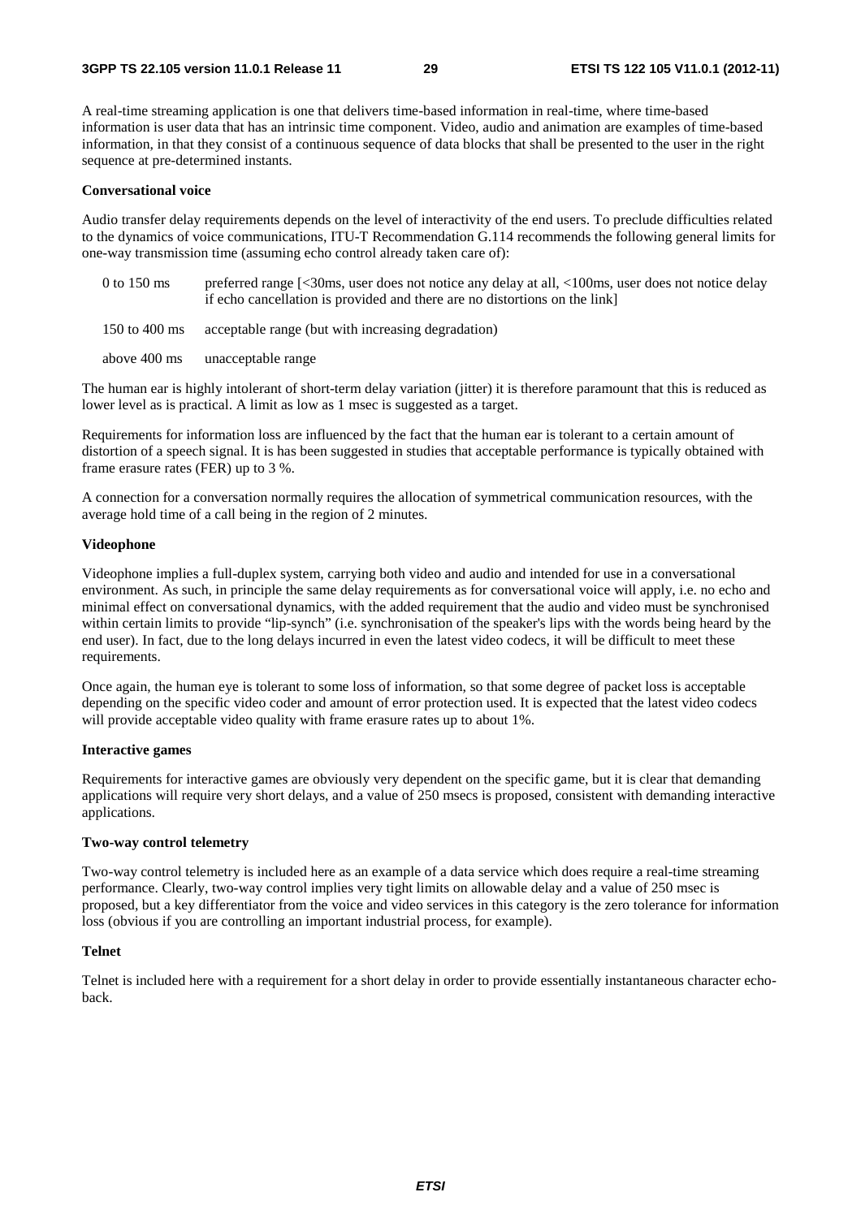A real-time streaming application is one that delivers time-based information in real-time, where time-based information is user data that has an intrinsic time component. Video, audio and animation are examples of time-based information, in that they consist of a continuous sequence of data blocks that shall be presented to the user in the right sequence at pre-determined instants.

**Conversational voice**

Audio transfer delay requirements depends on the level of interactivity of the end users. To preclude difficulties related to the dynamics of voice communications, ITU-T Recommendation G.114 recommends the following general limits for one-way transmission time (assuming echo control already taken care of):

| | |
|---|---|
| 0 to 150 ms | preferred range [<30ms, user does not notice any delay at all, <100ms, user does not notice delay if echo cancellation is provided and there are no distortions on the link] |
| 150 to 400 ms | acceptable range (but with increasing degradation) |
| above 400 ms | unacceptable range |

The human ear is highly intolerant of short-term delay variation (jitter) it is therefore paramount that this is reduced as lower level as is practical. A limit as low as 1 msec is suggested as a target.

Requirements for information loss are influenced by the fact that the human ear is tolerant to a certain amount of distortion of a speech signal. It is has been suggested in studies that acceptable performance is typically obtained with frame erasure rates (FER) up to 3 %.

A connection for a conversation normally requires the allocation of symmetrical communication resources, with the average hold time of a call being in the region of 2 minutes.

**Videophone**

Videophone implies a full-duplex system, carrying both video and audio and intended for use in a conversational environment. As such, in principle the same delay requirements as for conversational voice will apply, i.e. no echo and minimal effect on conversational dynamics, with the added requirement that the audio and video must be synchronised within certain limits to provide "lip-synch" (i.e. synchronisation of the speaker's lips with the words being heard by the end user). In fact, due to the long delays incurred in even the latest video codecs, it will be difficult to meet these requirements.

Once again, the human eye is tolerant to some loss of information, so that some degree of packet loss is acceptable depending on the specific video coder and amount of error protection used. It is expected that the latest video codecs will provide acceptable video quality with frame erasure rates up to about 1%.

**Interactive games**

Requirements for interactive games are obviously very dependent on the specific game, but it is clear that demanding applications will require very short delays, and a value of 250 msecs is proposed, consistent with demanding interactive applications.

**Two-way control telemetry**

Two-way control telemetry is included here as an example of a data service which does require a real-time streaming performance. Clearly, two-way control implies very tight limits on allowable delay and a value of 250 msec is proposed, but a key differentiator from the voice and video services in this category is the zero tolerance for information loss (obvious if you are controlling an important industrial process, for example).

**Telnet**

Telnet is included here with a requirement for a short delay in order to provide essentially instantaneous character echo-back.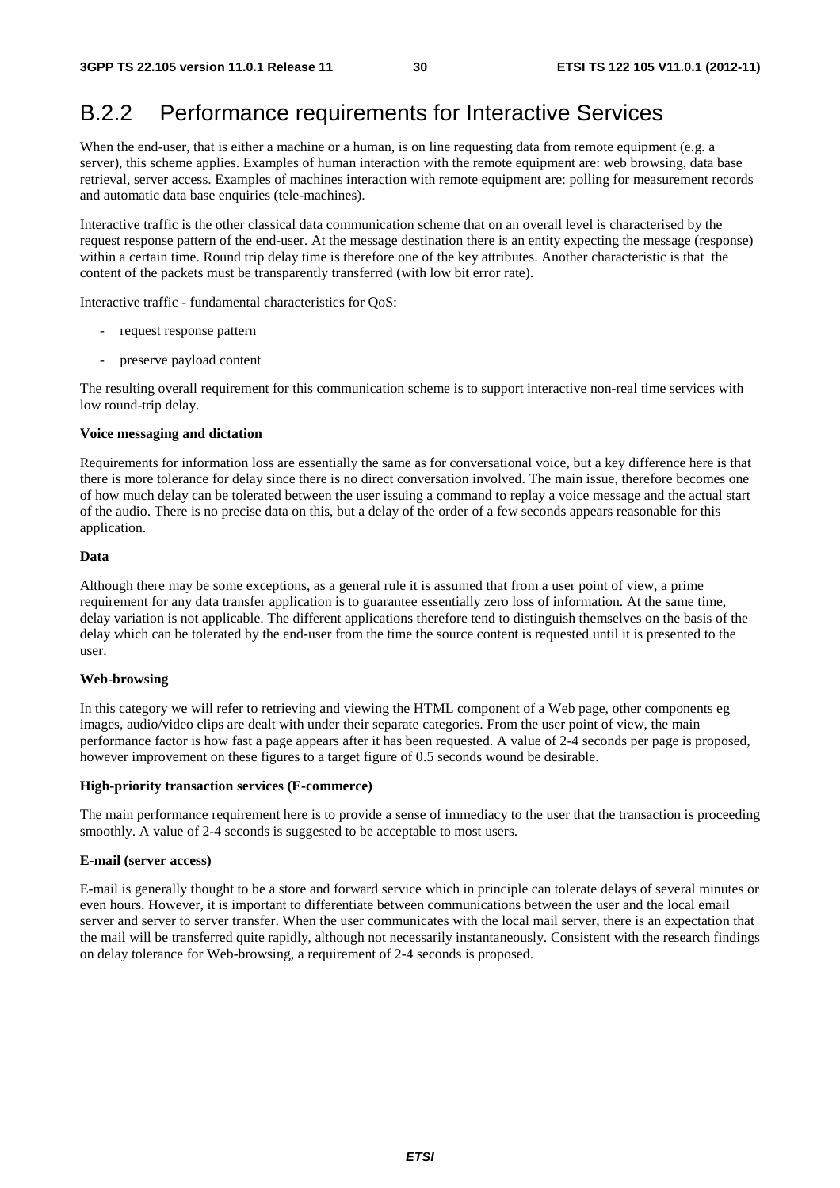# B.2.2 Performance requirements for Interactive Services

When the end-user, that is either a machine or a human, is on line requesting data from remote equipment (e.g. a server), this scheme applies. Examples of human interaction with the remote equipment are: web browsing, data base retrieval, server access. Examples of machines interaction with remote equipment are: polling for measurement records and automatic data base enquiries (tele-machines).

Interactive traffic is the other classical data communication scheme that on an overall level is characterised by the request response pattern of the end-user. At the message destination there is an entity expecting the message (response) within a certain time. Round trip delay time is therefore one of the key attributes. Another characteristic is that the content of the packets must be transparently transferred (with low bit error rate).

Interactive traffic - fundamental characteristics for QoS:

- request response pattern
- preserve payload content

The resulting overall requirement for this communication scheme is to support interactive non-real time services with low round-trip delay.

**Voice messaging and dictation**

Requirements for information loss are essentially the same as for conversational voice, but a key difference here is that there is more tolerance for delay since there is no direct conversation involved. The main issue, therefore becomes one of how much delay can be tolerated between the user issuing a command to replay a voice message and the actual start of the audio. There is no precise data on this, but a delay of the order of a few seconds appears reasonable for this application.

**Data**

Although there may be some exceptions, as a general rule it is assumed that from a user point of view, a prime requirement for any data transfer application is to guarantee essentially zero loss of information. At the same time, delay variation is not applicable. The different applications therefore tend to distinguish themselves on the basis of the delay which can be tolerated by the end-user from the time the source content is requested until it is presented to the user.

**Web-browsing**

In this category we will refer to retrieving and viewing the HTML component of a Web page, other components eg images, audio/video clips are dealt with under their separate categories. From the user point of view, the main performance factor is how fast a page appears after it has been requested. A value of 2-4 seconds per page is proposed, however improvement on these figures to a target figure of 0.5 seconds wound be desirable.

**High-priority transaction services (E-commerce)**

The main performance requirement here is to provide a sense of immediacy to the user that the transaction is proceeding smoothly. A value of 2-4 seconds is suggested to be acceptable to most users.

**E-mail (server access)**

E-mail is generally thought to be a store and forward service which in principle can tolerate delays of several minutes or even hours. However, it is important to differentiate between communications between the user and the local email server and server to server transfer. When the user communicates with the local mail server, there is an expectation that the mail will be transferred quite rapidly, although not necessarily instantaneously. Consistent with the research findings on delay tolerance for Web-browsing, a requirement of 2-4 seconds is proposed.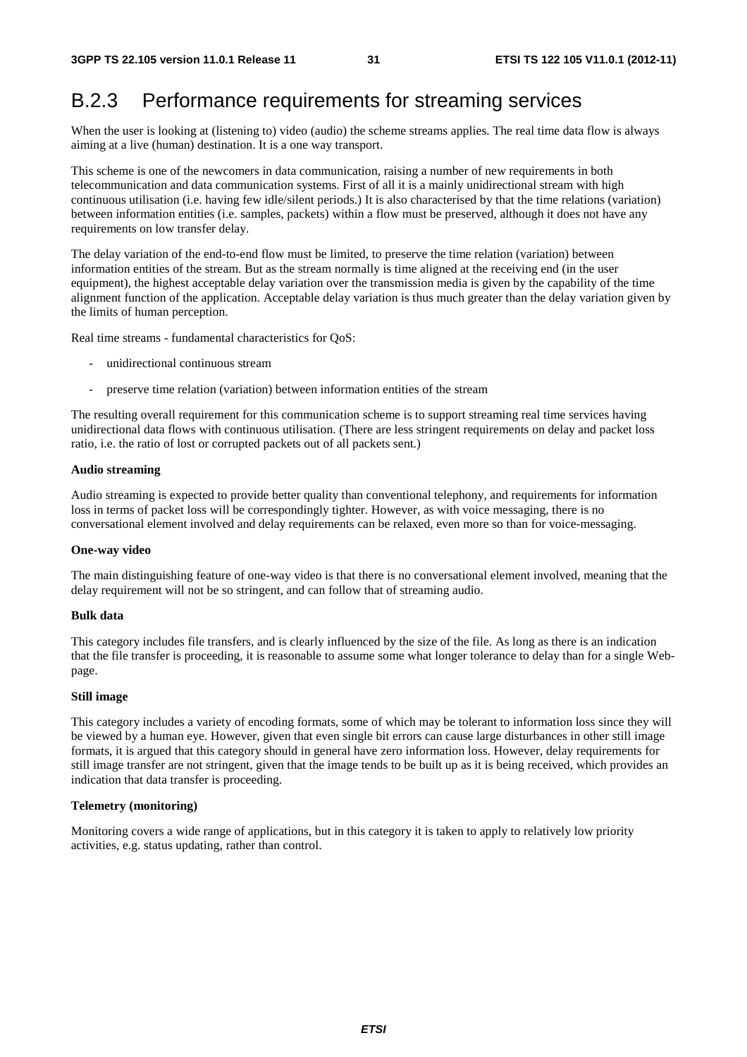## B.2.3 Performance requirements for streaming services

When the user is looking at (listening to) video (audio) the scheme streams applies. The real time data flow is always aiming at a live (human) destination. It is a one way transport.

This scheme is one of the newcomers in data communication, raising a number of new requirements in both telecommunication and data communication systems. First of all it is a mainly unidirectional stream with high continuous utilisation (i.e. having few idle/silent periods.) It is also characterised by that the time relations (variation) between information entities (i.e. samples, packets) within a flow must be preserved, although it does not have any requirements on low transfer delay.

The delay variation of the end-to-end flow must be limited, to preserve the time relation (variation) between information entities of the stream. But as the stream normally is time aligned at the receiving end (in the user equipment), the highest acceptable delay variation over the transmission media is given by the capability of the time alignment function of the application. Acceptable delay variation is thus much greater than the delay variation given by the limits of human perception.

Real time streams - fundamental characteristics for QoS:

- unidirectional continuous stream
- preserve time relation (variation) between information entities of the stream

The resulting overall requirement for this communication scheme is to support streaming real time services having unidirectional data flows with continuous utilisation. (There are less stringent requirements on delay and packet loss ratio, i.e. the ratio of lost or corrupted packets out of all packets sent.)

**Audio streaming**

Audio streaming is expected to provide better quality than conventional telephony, and requirements for information loss in terms of packet loss will be correspondingly tighter. However, as with voice messaging, there is no conversational element involved and delay requirements can be relaxed, even more so than for voice-messaging.

**One-way video**

The main distinguishing feature of one-way video is that there is no conversational element involved, meaning that the delay requirement will not be so stringent, and can follow that of streaming audio.

**Bulk data**

This category includes file transfers, and is clearly influenced by the size of the file. As long as there is an indication that the file transfer is proceeding, it is reasonable to assume some what longer tolerance to delay than for a single Web-page.

**Still image**

This category includes a variety of encoding formats, some of which may be tolerant to information loss since they will be viewed by a human eye. However, given that even single bit errors can cause large disturbances in other still image formats, it is argued that this category should in general have zero information loss. However, delay requirements for still image transfer are not stringent, given that the image tends to be built up as it is being received, which provides an indication that data transfer is proceeding.

**Telemetry (monitoring)**

Monitoring covers a wide range of applications, but in this category it is taken to apply to relatively low priority activities, e.g. status updating, rather than control.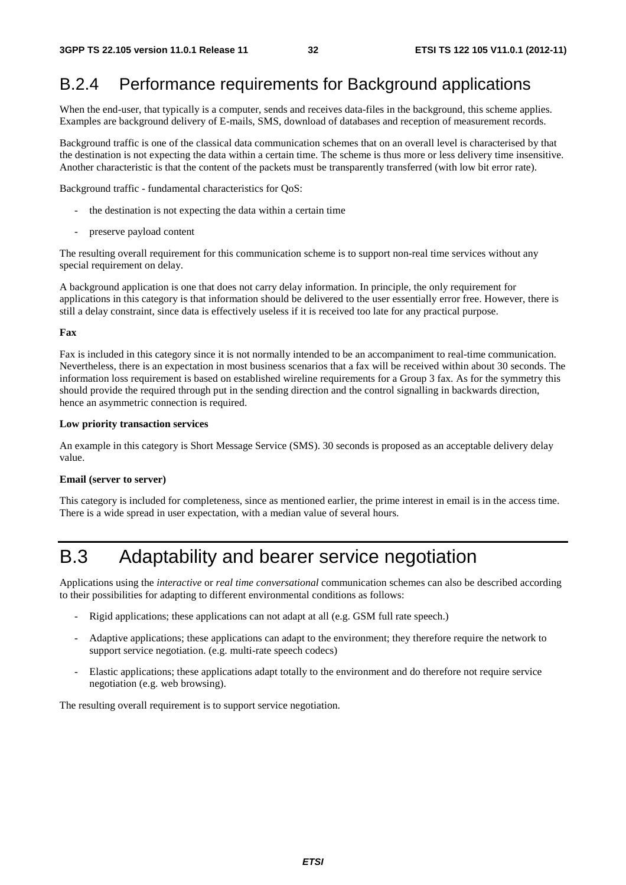### B.2.4 Performance requirements for Background applications

When the end-user, that typically is a computer, sends and receives data-files in the background, this scheme applies. Examples are background delivery of E-mails, SMS, download of databases and reception of measurement records.

Background traffic is one of the classical data communication schemes that on an overall level is characterised by that the destination is not expecting the data within a certain time. The scheme is thus more or less delivery time insensitive. Another characteristic is that the content of the packets must be transparently transferred (with low bit error rate).

Background traffic - fundamental characteristics for QoS:

- the destination is not expecting the data within a certain time
- preserve payload content

The resulting overall requirement for this communication scheme is to support non-real time services without any special requirement on delay.

A background application is one that does not carry delay information. In principle, the only requirement for applications in this category is that information should be delivered to the user essentially error free. However, there is still a delay constraint, since data is effectively useless if it is received too late for any practical purpose.

**Fax**

Fax is included in this category since it is not normally intended to be an accompaniment to real-time communication. Nevertheless, there is an expectation in most business scenarios that a fax will be received within about 30 seconds. The information loss requirement is based on established wireline requirements for a Group 3 fax. As for the symmetry this should provide the required through put in the sending direction and the control signalling in backwards direction, hence an asymmetric connection is required.

**Low priority transaction services**

An example in this category is Short Message Service (SMS). 30 seconds is proposed as an acceptable delivery delay value.

**Email (server to server)**

This category is included for completeness, since as mentioned earlier, the prime interest in email is in the access time. There is a wide spread in user expectation, with a median value of several hours.

## B.3 Adaptability and bearer service negotiation

Applications using the *interactive* or *real time conversational* communication schemes can also be described according to their possibilities for adapting to different environmental conditions as follows:

- Rigid applications; these applications can not adapt at all (e.g. GSM full rate speech.)
- Adaptive applications; these applications can adapt to the environment; they therefore require the network to support service negotiation. (e.g. multi-rate speech codecs)
- Elastic applications; these applications adapt totally to the environment and do therefore not require service negotiation (e.g. web browsing).

The resulting overall requirement is to support service negotiation.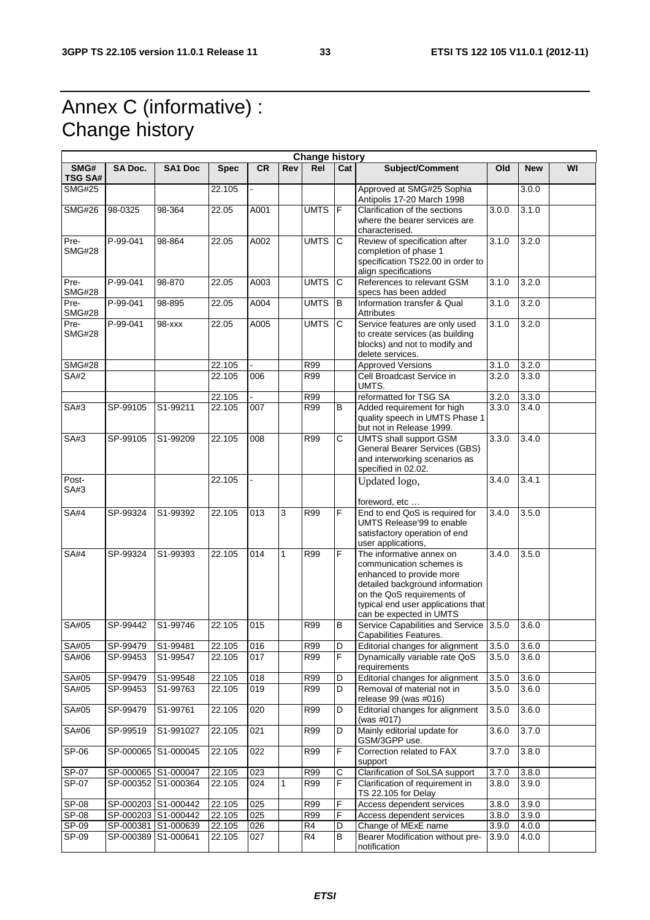# Annex C (informative) : Change history

| Change history | | | | | | | | | | | |
|---|---|---|---|---|---|---|---|---|---|---|---|
| SMG# TSG SA# | SA Doc. | SA1 Doc | Spec | CR | Rev | Rel | Cat | Subject/Comment | Old | New | WI |
| SMG#25 | | | 22.105 | - | | | | Approved at SMG#25 Sophia Antipolis 17-20 March 1998 | | 3.0.0 | |
| SMG#26 | 98-0325 | 98-364 | 22.05 | A001 | | UMTS | F | Clarification of the sections where the bearer services are characterised. | 3.0.0 | 3.1.0 | |
| Pre-SMG#28 | P-99-041 | 98-864 | 22.05 | A002 | | UMTS | C | Review of specification after completion of phase 1 specification TS22.00 in order to align specifications | 3.1.0 | 3.2.0 | |
| Pre-SMG#28 | P-99-041 | 98-870 | 22.05 | A003 | | UMTS | C | References to relevant GSM specs has been added | 3.1.0 | 3.2.0 | |
| Pre-SMG#28 | P-99-041 | 98-895 | 22.05 | A004 | | UMTS | B | Information transfer & Qual Attributes | 3.1.0 | 3.2.0 | |
| Pre-SMG#28 | P-99-041 | 98-xxx | 22.05 | A005 | | UMTS | C | Service features are only used to create services (as building blocks) and not to modify and delete services. | 3.1.0 | 3.2.0 | |
| SMG#28 | | | 22.105 | - | | R99 | | Approved Versions | 3.1.0 | 3.2.0 | |
| SA#2 | | | 22.105 | 006 | | R99 | | Cell Broadcast Service in UMTS. | 3.2.0 | 3.3.0 | |
| | | | 22.105 | - | | R99 | | reformatted for TSG SA | 3.2.0 | 3.3.0 | |
| SA#3 | SP-99105 | S1-99211 | 22.105 | 007 | | R99 | B | Added requirement for high quality speech in UMTS Phase 1 but not in Release 1999. | 3.3.0 | 3.4.0 | |
| SA#3 | SP-99105 | S1-99209 | 22.105 | 008 | | R99 | C | UMTS shall support GSM General Bearer Services (GBS) and interworking scenarios as specified in 02.02. | 3.3.0 | 3.4.0 | |
| Post-SA#3 | | | 22.105 | - | | | | Updated logo, foreword, etc … | 3.4.0 | 3.4.1 | |
| SA#4 | SP-99324 | S1-99392 | 22.105 | 013 | 3 | R99 | F | End to end QoS is required for UMTS Release'99 to enable satisfactory operation of end user applications, | 3.4.0 | 3.5.0 | |
| SA#4 | SP-99324 | S1-99393 | 22.105 | 014 | 1 | R99 | F | The informative annex on communication schemes is enhanced to provide more detailed background information on the QoS requirements of typical end user applications that can be expected in UMTS | 3.4.0 | 3.5.0 | |
| SA#05 | SP-99442 | S1-99746 | 22.105 | 015 | | R99 | B | Service Capabilities and Service Capabilities Features. | 3.5.0 | 3.6.0 | |
| SA#05 | SP-99479 | S1-99481 | 22.105 | 016 | | R99 | D | Editorial changes for alignment | 3.5.0 | 3.6.0 | |
| SA#06 | SP-99453 | S1-99547 | 22.105 | 017 | | R99 | F | Dynamically variable rate QoS requirements | 3.5.0 | 3.6.0 | |
| SA#05 | SP-99479 | S1-99548 | 22.105 | 018 | | R99 | D | Editorial changes for alignment | 3.5.0 | 3.6.0 | |
| SA#05 | SP-99453 | S1-99763 | 22.105 | 019 | | R99 | D | Removal of material not in release 99 (was #016) | 3.5.0 | 3.6.0 | |
| SA#05 | SP-99479 | S1-99761 | 22.105 | 020 | | R99 | D | Editorial changes for alignment (was #017) | 3.5.0 | 3.6.0 | |
| SA#06 | SP-99519 | S1-991027 | 22.105 | 021 | | R99 | D | Mainly editorial update for GSM/3GPP use. | 3.6.0 | 3.7.0 | |
| SP-06 | SP-000065 | S1-000045 | 22.105 | 022 | | R99 | F | Correction related to FAX support | 3.7.0 | 3.8.0 | |
| SP-07 | SP-000065 | S1-000047 | 22.105 | 023 | | R99 | C | Clarification of SoLSA support | 3.7.0 | 3.8.0 | |
| SP-07 | SP-000352 | S1-000364 | 22.105 | 024 | 1 | R99 | F | Clarification of requirement in TS 22.105 for Delay | 3.8.0 | 3.9.0 | |
| SP-08 | SP-000203 | S1-000442 | 22.105 | 025 | | R99 | F | Access dependent services | 3.8.0 | 3.9.0 | |
| SP-08 | SP-000203 | S1-000442 | 22.105 | 025 | | R99 | F | Access dependent services | 3.8.0 | 3.9.0 | |
| SP-09 | SP-000381 | S1-000639 | 22.105 | 026 | | R4 | D | Change of MExE name | 3.9.0 | 4.0.0 | |
| SP-09 | SP-000389 | S1-000641 | 22.105 | 027 | | R4 | B | Bearer Modification without pre-notification | 3.9.0 | 4.0.0 | |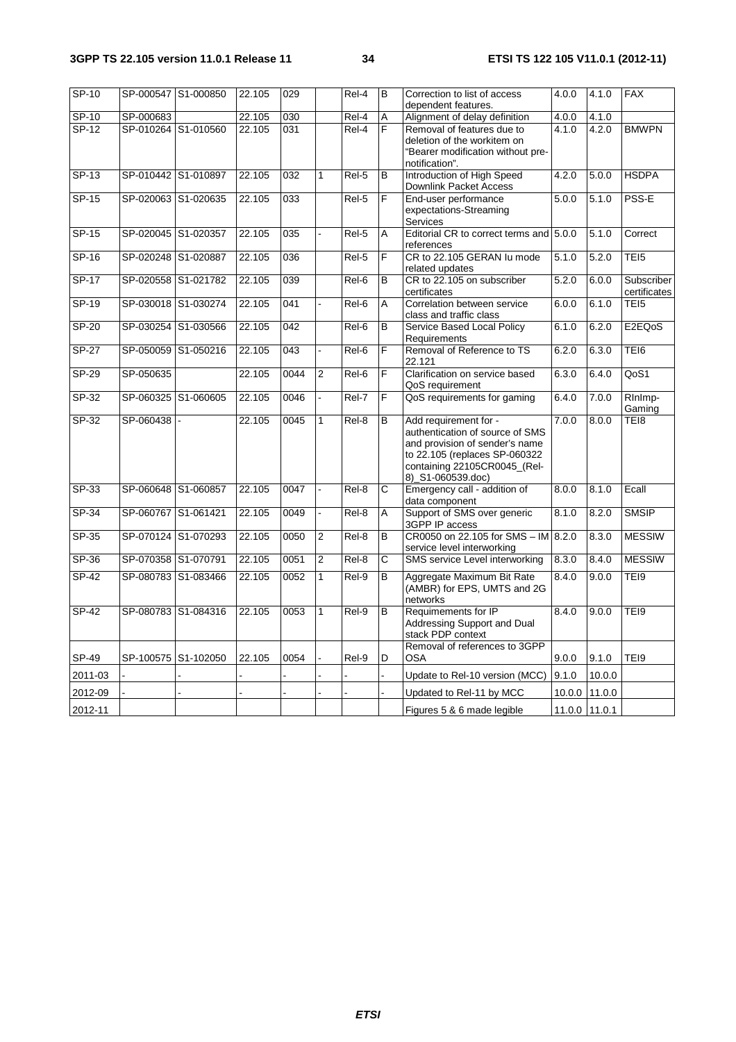| SP-10 | SP-000547 | S1-000850 | 22.105 | 029 | | Rel-4 | B | Correction to list of access dependent features. | 4.0.0 | 4.1.0 | FAX |
|---|---|---|---|---|---|---|---|---|---|---|---|
| SP-10 | SP-000683 | | 22.105 | 030 | | Rel-4 | A | Alignment of delay definition | 4.0.0 | 4.1.0 | |
| SP-12 | SP-010264 | S1-010560 | 22.105 | 031 | | Rel-4 | F | Removal of features due to deletion of the workitem on "Bearer modification without pre-notification". | 4.1.0 | 4.2.0 | BMWPN |
| SP-13 | SP-010442 | S1-010897 | 22.105 | 032 | 1 | Rel-5 | B | Introduction of High Speed Downlink Packet Access | 4.2.0 | 5.0.0 | HSDPA |
| SP-15 | SP-020063 | S1-020635 | 22.105 | 033 | | Rel-5 | F | End-user performance expectations-Streaming Services | 5.0.0 | 5.1.0 | PSS-E |
| SP-15 | SP-020045 | S1-020357 | 22.105 | 035 | - | Rel-5 | A | Editorial CR to correct terms and references | 5.0.0 | 5.1.0 | Correct |
| SP-16 | SP-020248 | S1-020887 | 22.105 | 036 | | Rel-5 | F | CR to 22.105 GERAN Iu mode related updates | 5.1.0 | 5.2.0 | TEI5 |
| SP-17 | SP-020558 | S1-021782 | 22.105 | 039 | | Rel-6 | B | CR to 22.105 on subscriber certificates | 5.2.0 | 6.0.0 | Subscriber certificates |
| SP-19 | SP-030018 | S1-030274 | 22.105 | 041 | - | Rel-6 | A | Correlation between service class and traffic class | 6.0.0 | 6.1.0 | TEI5 |
| SP-20 | SP-030254 | S1-030566 | 22.105 | 042 | | Rel-6 | B | Service Based Local Policy Requirements | 6.1.0 | 6.2.0 | E2EQoS |
| SP-27 | SP-050059 | S1-050216 | 22.105 | 043 | - | Rel-6 | F | Removal of Reference to TS 22.121 | 6.2.0 | 6.3.0 | TEI6 |
| SP-29 | SP-050635 | | 22.105 | 0044 | 2 | Rel-6 | F | Clarification on service based QoS requirement | 6.3.0 | 6.4.0 | QoS1 |
| SP-32 | SP-060325 | S1-060605 | 22.105 | 0046 | - | Rel-7 | F | QoS requirements for gaming | 6.4.0 | 7.0.0 | RInImp-Gaming |
| SP-32 | SP-060438 | - | 22.105 | 0045 | 1 | Rel-8 | B | Add requirement for - authentication of source of SMS and provision of sender's name to 22.105 (replaces SP-060322 containing 22105CR0045_(Rel-8)_S1-060539.doc) | 7.0.0 | 8.0.0 | TEI8 |
| SP-33 | SP-060648 | S1-060857 | 22.105 | 0047 | - | Rel-8 | C | Emergency call - addition of data component | 8.0.0 | 8.1.0 | Ecall |
| SP-34 | SP-060767 | S1-061421 | 22.105 | 0049 | - | Rel-8 | A | Support of SMS over generic 3GPP IP access | 8.1.0 | 8.2.0 | SMSIP |
| SP-35 | SP-070124 | S1-070293 | 22.105 | 0050 | 2 | Rel-8 | B | CR0050 on 22.105 for SMS – IM service level interworking | 8.2.0 | 8.3.0 | MESSIW |
| SP-36 | SP-070358 | S1-070791 | 22.105 | 0051 | 2 | Rel-8 | C | SMS service Level interworking | 8.3.0 | 8.4.0 | MESSIW |
| SP-42 | SP-080783 | S1-083466 | 22.105 | 0052 | 1 | Rel-9 | B | Aggregate Maximum Bit Rate (AMBR) for EPS, UMTS and 2G networks | 8.4.0 | 9.0.0 | TEI9 |
| SP-42 | SP-080783 | S1-084316 | 22.105 | 0053 | 1 | Rel-9 | B | Requirements for IP Addressing Support and Dual stack PDP context | 8.4.0 | 9.0.0 | TEI9 |
| SP-49 | SP-100575 | S1-102050 | 22.105 | 0054 | - | Rel-9 | D | Removal of references to 3GPP OSA | 9.0.0 | 9.1.0 | TEI9 |
| 2011-03 | - | - | - | - | - | - | - | Update to Rel-10 version (MCC) | 9.1.0 | 10.0.0 | |
| 2012-09 | - | - | - | - | - | - | - | Updated to Rel-11 by MCC | 10.0.0 | 11.0.0 | |
| 2012-11 | | | | | | | | Figures 5 & 6 made legible | 11.0.0 | 11.0.1 | |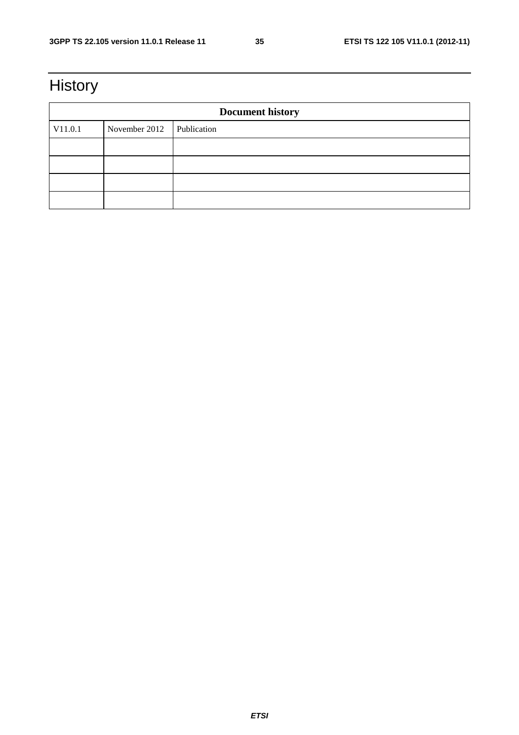# History

| Document history | | |
|---|---|---|
| V11.0.1 | November 2012 | Publication |
| | | |
| | | |
| | | |
| | | |